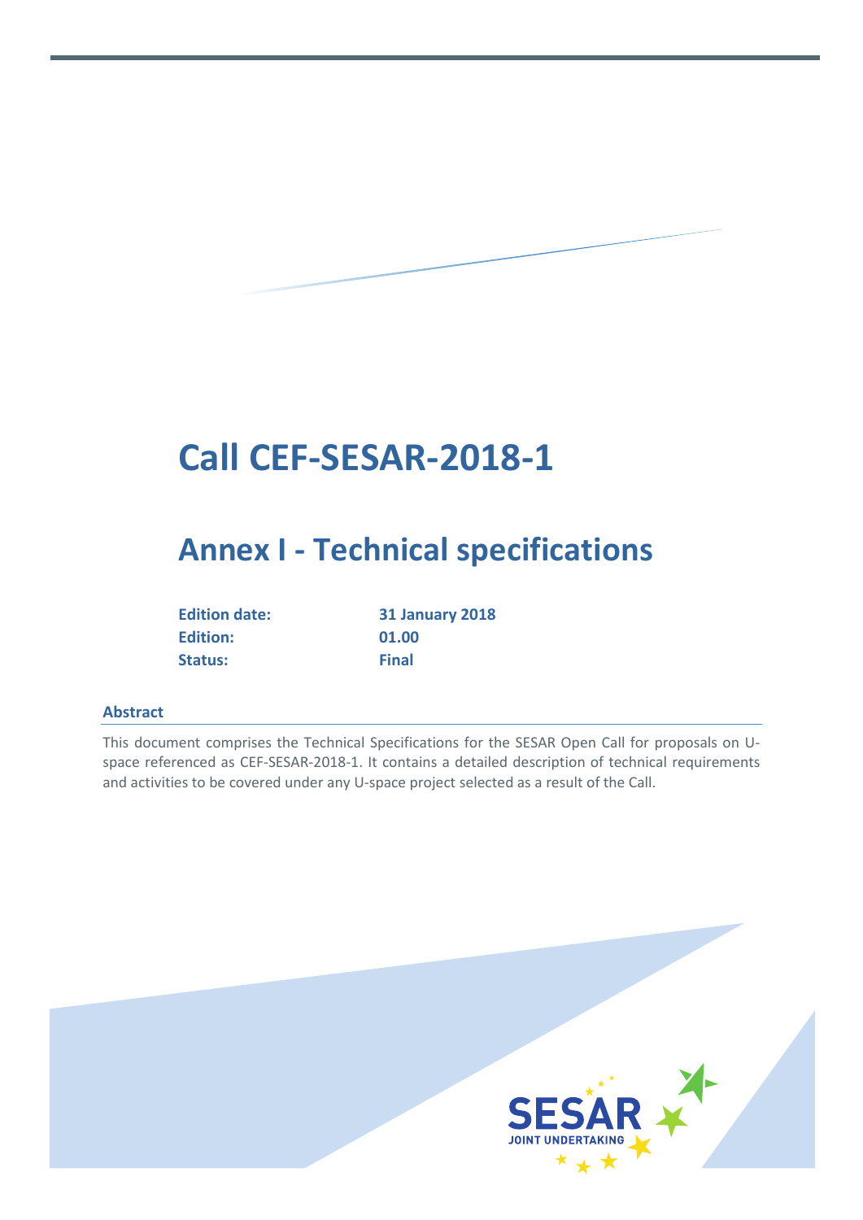# Call CEF-SESAR-2018-1

## Annex I - Technical specifications

| | |
|---|---|
| **Edition date:** | **31 January 2018** |
| **Edition:** | **01.00** |
| **Status:** | **Final** |

### Abstract

This document comprises the Technical Specifications for the SESAR Open Call for proposals on U-space referenced as CEF-SESAR-2018-1. It contains a detailed description of technical requirements and activities to be covered under any U-space project selected as a result of the Call.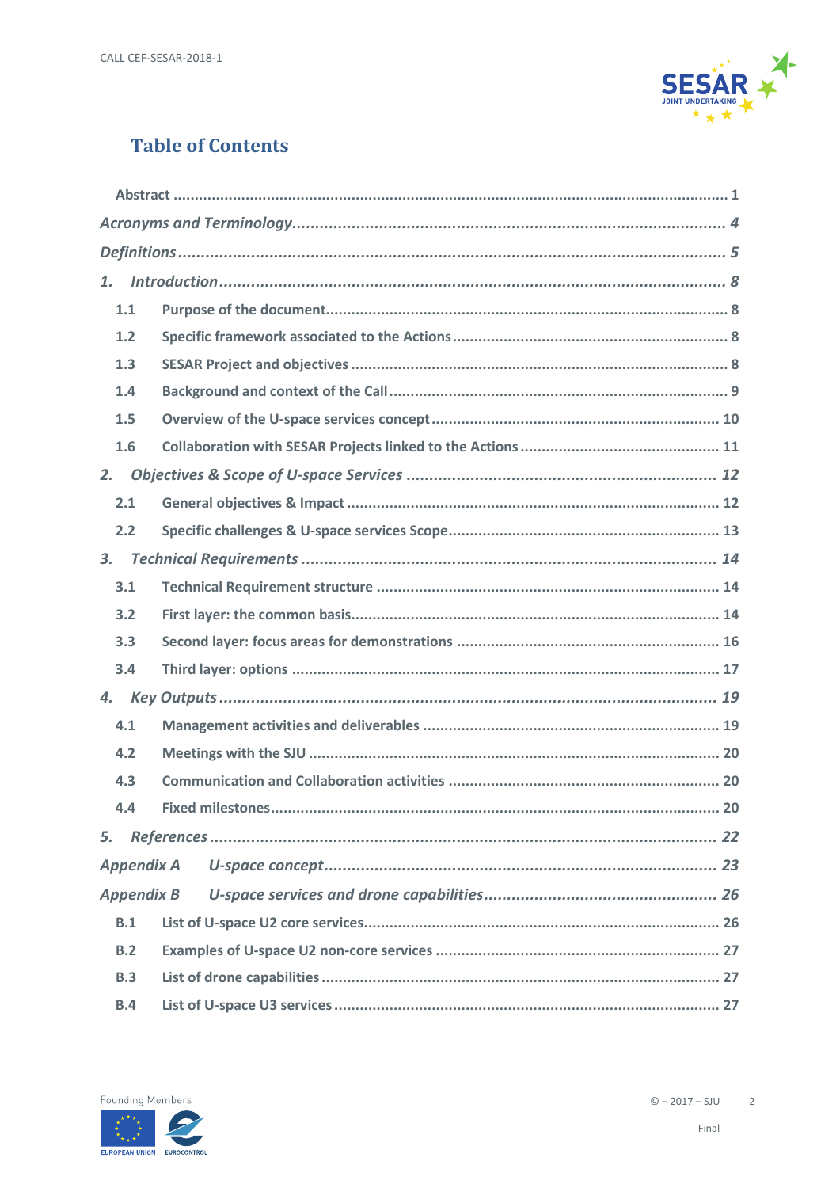# Table of Contents

Abstract ..... 1

*Acronyms and Terminology* ..... 4

*Definitions* ..... 5

*1. Introduction* ..... 8

- 1.1 Purpose of the document ..... 8
- 1.2 Specific framework associated to the Actions ..... 8
- 1.3 SESAR Project and objectives ..... 8
- 1.4 Background and context of the Call ..... 9
- 1.5 Overview of the U-space services concept ..... 10
- 1.6 Collaboration with SESAR Projects linked to the Actions ..... 11

*2. Objectives & Scope of U-space Services* ..... 12

- 2.1 General objectives & Impact ..... 12
- 2.2 Specific challenges & U-space services Scope ..... 13

*3. Technical Requirements* ..... 14

- 3.1 Technical Requirement structure ..... 14
- 3.2 First layer: the common basis ..... 14
- 3.3 Second layer: focus areas for demonstrations ..... 16
- 3.4 Third layer: options ..... 17

*4. Key Outputs* ..... 19

- 4.1 Management activities and deliverables ..... 19
- 4.2 Meetings with the SJU ..... 20
- 4.3 Communication and Collaboration activities ..... 20
- 4.4 Fixed milestones ..... 20

*5. References* ..... 22

*Appendix A U-space concept* ..... 23

*Appendix B U-space services and drone capabilities* ..... 26

- B.1 List of U-space U2 core services ..... 26
- B.2 Examples of U-space U2 non-core services ..... 27
- B.3 List of drone capabilities ..... 27
- B.4 List of U-space U3 services ..... 27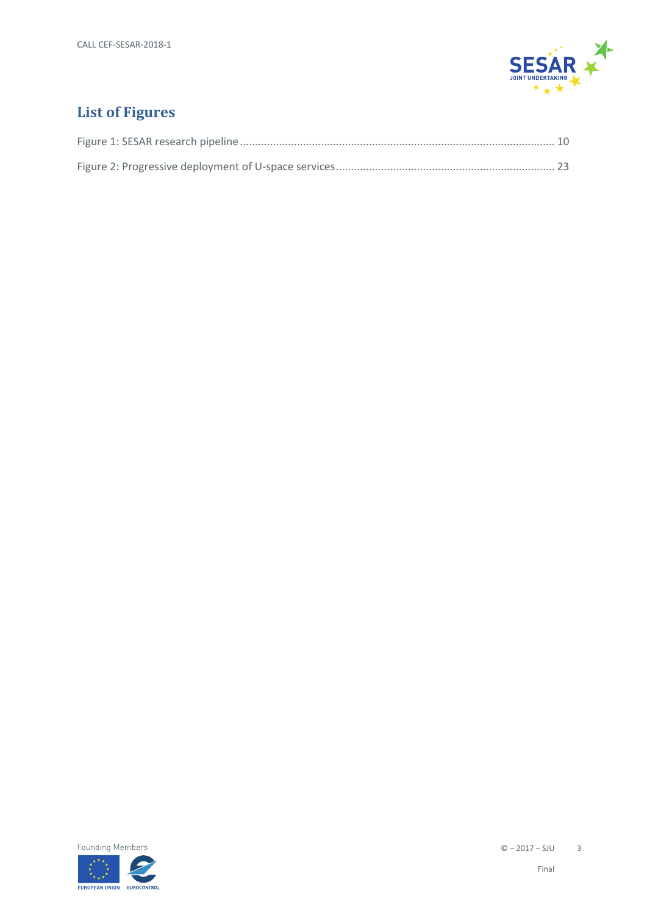# List of Figures

Figure 1: SESAR research pipeline ........................................................................................................ 10

Figure 2: Progressive deployment of U-space services......................................................................... 23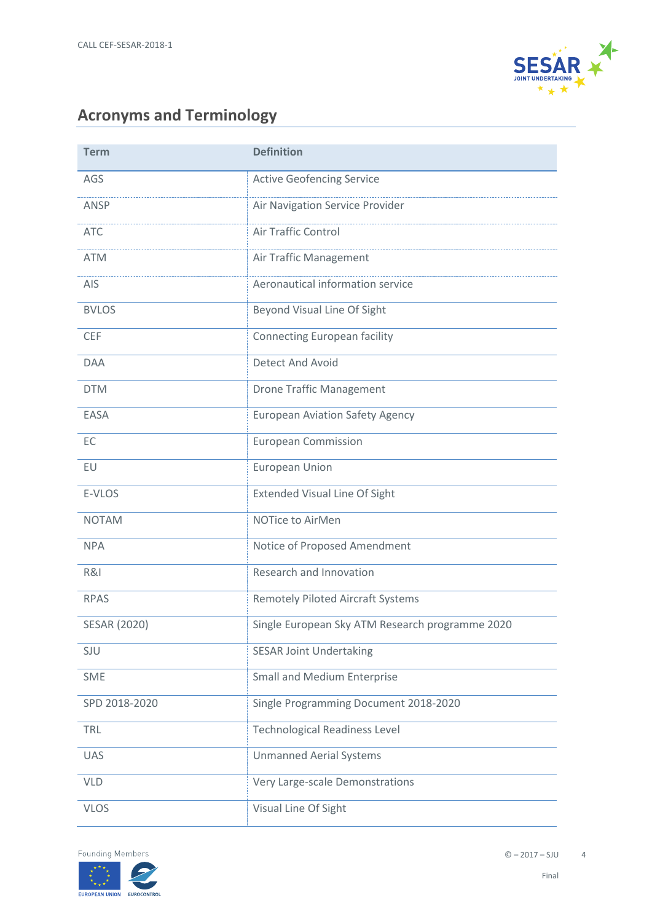## Acronyms and Terminology

| Term | Definition |
|---|---|
| AGS | Active Geofencing Service |
| ANSP | Air Navigation Service Provider |
| ATC | Air Traffic Control |
| ATM | Air Traffic Management |
| AIS | Aeronautical information service |
| BVLOS | Beyond Visual Line Of Sight |
| CEF | Connecting European facility |
| DAA | Detect And Avoid |
| DTM | Drone Traffic Management |
| EASA | European Aviation Safety Agency |
| EC | European Commission |
| EU | European Union |
| E-VLOS | Extended Visual Line Of Sight |
| NOTAM | NOTice to AirMen |
| NPA | Notice of Proposed Amendment |
| R&I | Research and Innovation |
| RPAS | Remotely Piloted Aircraft Systems |
| SESAR (2020) | Single European Sky ATM Research programme 2020 |
| SJU | SESAR Joint Undertaking |
| SME | Small and Medium Enterprise |
| SPD 2018-2020 | Single Programming Document 2018-2020 |
| TRL | Technological Readiness Level |
| UAS | Unmanned Aerial Systems |
| VLD | Very Large-scale Demonstrations |
| VLOS | Visual Line Of Sight |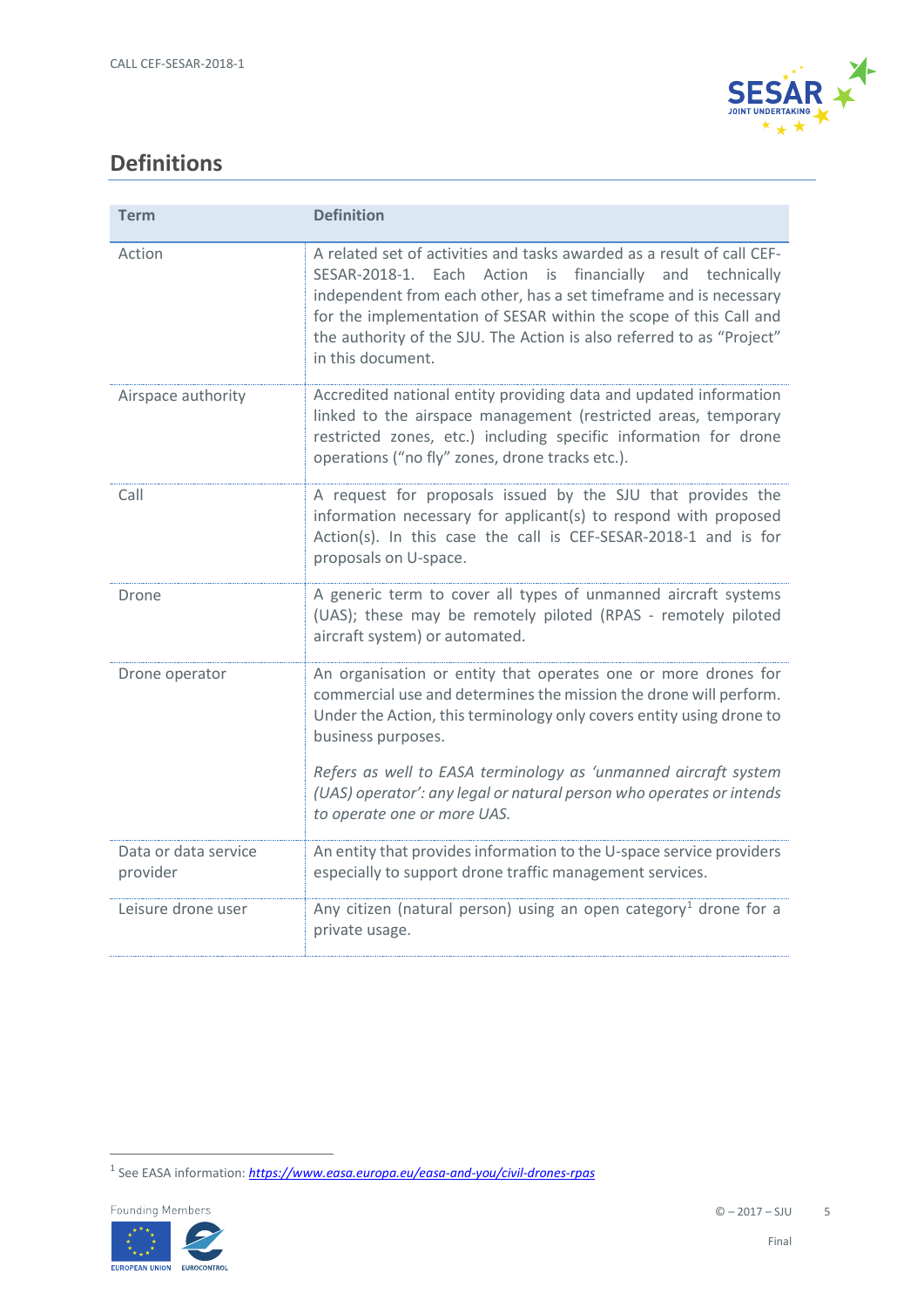## Definitions

| Term | Definition |
|---|---|
| Action | A related set of activities and tasks awarded as a result of call CEF-SESAR-2018-1. Each Action is financially and technically independent from each other, has a set timeframe and is necessary for the implementation of SESAR within the scope of this Call and the authority of the SJU. The Action is also referred to as "Project" in this document. |
| Airspace authority | Accredited national entity providing data and updated information linked to the airspace management (restricted areas, temporary restricted zones, etc.) including specific information for drone operations ("no fly" zones, drone tracks etc.). |
| Call | A request for proposals issued by the SJU that provides the information necessary for applicant(s) to respond with proposed Action(s). In this case the call is CEF-SESAR-2018-1 and is for proposals on U-space. |
| Drone | A generic term to cover all types of unmanned aircraft systems (UAS); these may be remotely piloted (RPAS - remotely piloted aircraft system) or automated. |
| Drone operator | An organisation or entity that operates one or more drones for commercial use and determines the mission the drone will perform. Under the Action, this terminology only covers entity using drone to business purposes.<br><br>*Refers as well to EASA terminology as 'unmanned aircraft system (UAS) operator': any legal or natural person who operates or intends to operate one or more UAS.* |
| Data or data service provider | An entity that provides information to the U-space service providers especially to support drone traffic management services. |
| Leisure drone user | Any citizen (natural person) using an open category[1] drone for a private usage. |

[1] See EASA information: *https://www.easa.europa.eu/easa-and-you/civil-drones-rpas*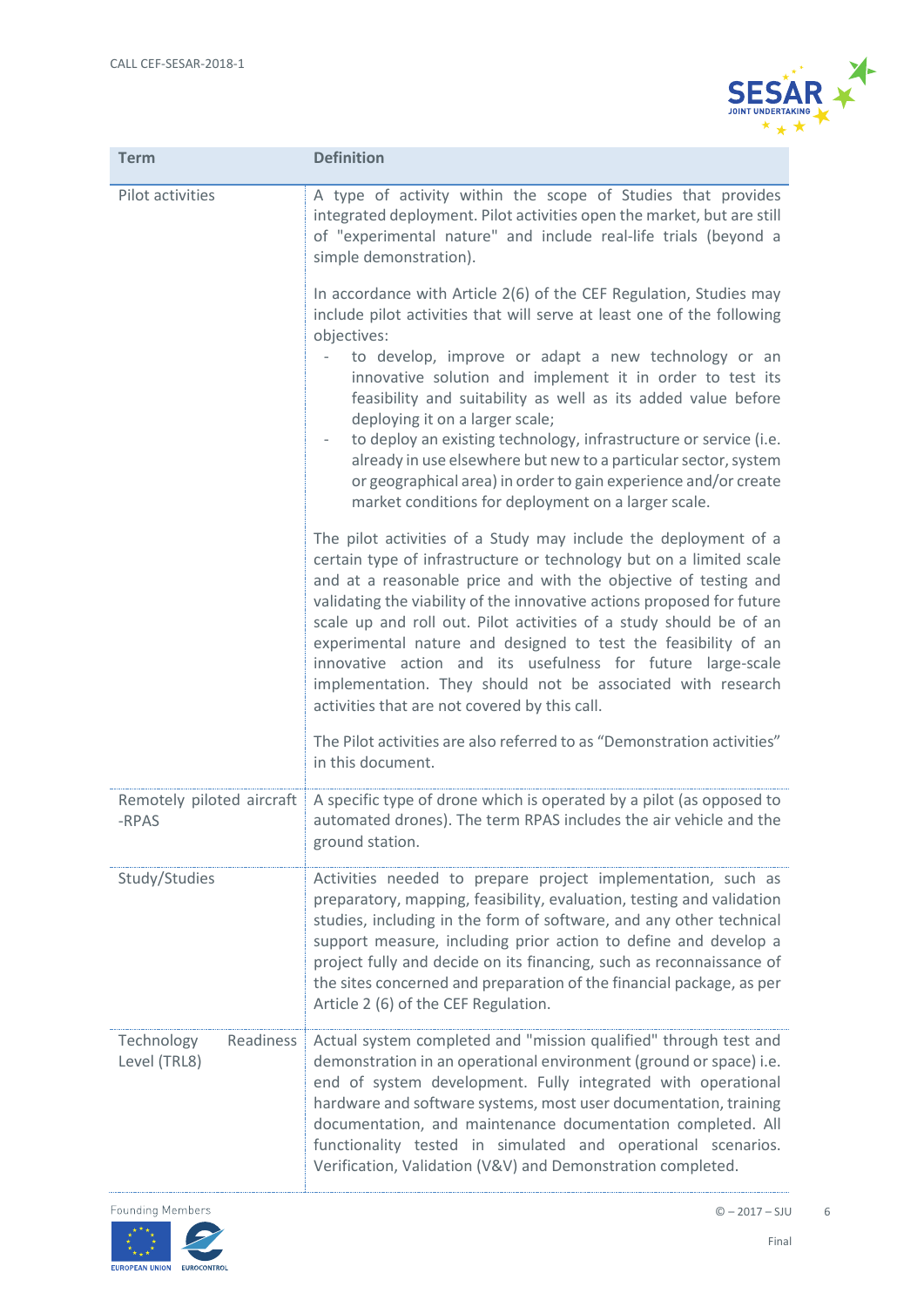| Term | Definition |
|---|---|
| Pilot activities | A type of activity within the scope of Studies that provides integrated deployment. Pilot activities open the market, but are still of "experimental nature" and include real-life trials (beyond a simple demonstration).<br><br>In accordance with Article 2(6) of the CEF Regulation, Studies may include pilot activities that will serve at least one of the following objectives:<br>- to develop, improve or adapt a new technology or an innovative solution and implement it in order to test its feasibility and suitability as well as its added value before deploying it on a larger scale;<br>- to deploy an existing technology, infrastructure or service (i.e. already in use elsewhere but new to a particular sector, system or geographical area) in order to gain experience and/or create market conditions for deployment on a larger scale.<br><br>The pilot activities of a Study may include the deployment of a certain type of infrastructure or technology but on a limited scale and at a reasonable price and with the objective of testing and validating the viability of the innovative actions proposed for future scale up and roll out. Pilot activities of a study should be of an experimental nature and designed to test the feasibility of an innovative action and its usefulness for future large-scale implementation. They should not be associated with research activities that are not covered by this call.<br><br>The Pilot activities are also referred to as "Demonstration activities" in this document. |
| Remotely piloted aircraft -RPAS | A specific type of drone which is operated by a pilot (as opposed to automated drones). The term RPAS includes the air vehicle and the ground station. |
| Study/Studies | Activities needed to prepare project implementation, such as preparatory, mapping, feasibility, evaluation, testing and validation studies, including in the form of software, and any other technical support measure, including prior action to define and develop a project fully and decide on its financing, such as reconnaissance of the sites concerned and preparation of the financial package, as per Article 2 (6) of the CEF Regulation. |
| Technology Readiness Level (TRL8) | Actual system completed and "mission qualified" through test and demonstration in an operational environment (ground or space) i.e. end of system development. Fully integrated with operational hardware and software systems, most user documentation, training documentation, and maintenance documentation completed. All functionality tested in simulated and operational scenarios. Verification, Validation (V&V) and Demonstration completed. |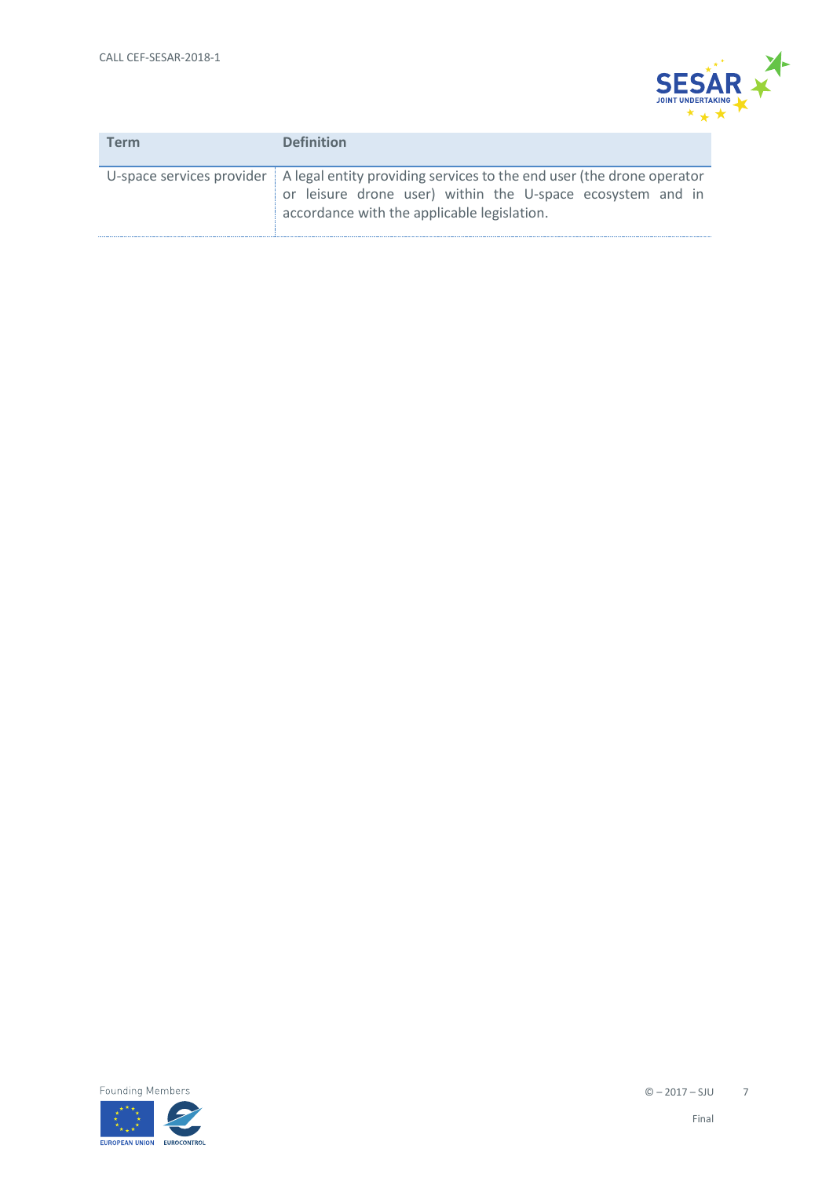| Term | Definition |
| --- | --- |
| U-space services provider | A legal entity providing services to the end user (the drone operator or leisure drone user) within the U-space ecosystem and in accordance with the applicable legislation. |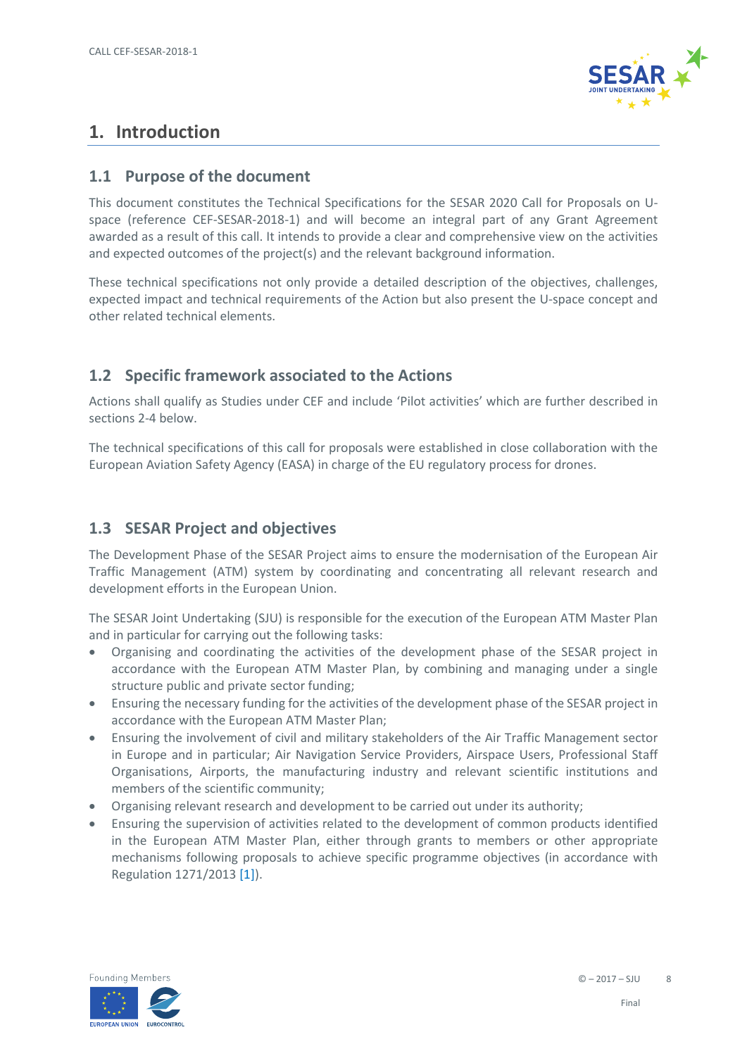# 1. Introduction

## 1.1 Purpose of the document

This document constitutes the Technical Specifications for the SESAR 2020 Call for Proposals on U-space (reference CEF-SESAR-2018-1) and will become an integral part of any Grant Agreement awarded as a result of this call. It intends to provide a clear and comprehensive view on the activities and expected outcomes of the project(s) and the relevant background information.

These technical specifications not only provide a detailed description of the objectives, challenges, expected impact and technical requirements of the Action but also present the U-space concept and other related technical elements.

## 1.2 Specific framework associated to the Actions

Actions shall qualify as Studies under CEF and include 'Pilot activities' which are further described in sections 2-4 below.

The technical specifications of this call for proposals were established in close collaboration with the European Aviation Safety Agency (EASA) in charge of the EU regulatory process for drones.

## 1.3 SESAR Project and objectives

The Development Phase of the SESAR Project aims to ensure the modernisation of the European Air Traffic Management (ATM) system by coordinating and concentrating all relevant research and development efforts in the European Union.

The SESAR Joint Undertaking (SJU) is responsible for the execution of the European ATM Master Plan and in particular for carrying out the following tasks:

- Organising and coordinating the activities of the development phase of the SESAR project in accordance with the European ATM Master Plan, by combining and managing under a single structure public and private sector funding;
- Ensuring the necessary funding for the activities of the development phase of the SESAR project in accordance with the European ATM Master Plan;
- Ensuring the involvement of civil and military stakeholders of the Air Traffic Management sector in Europe and in particular; Air Navigation Service Providers, Airspace Users, Professional Staff Organisations, Airports, the manufacturing industry and relevant scientific institutions and members of the scientific community;
- Organising relevant research and development to be carried out under its authority;
- Ensuring the supervision of activities related to the development of common products identified in the European ATM Master Plan, either through grants to members or other appropriate mechanisms following proposals to achieve specific programme objectives (in accordance with Regulation 1271/2013 [1]).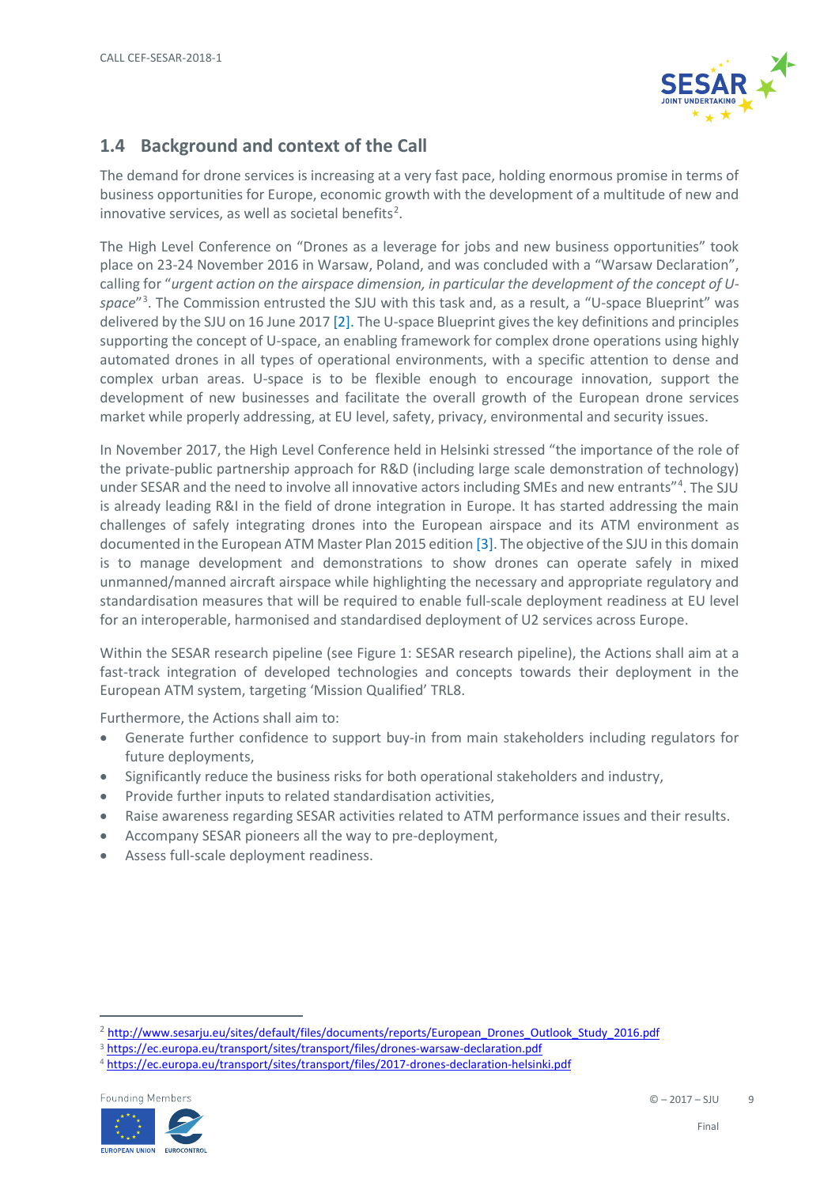## 1.4 Background and context of the Call

The demand for drone services is increasing at a very fast pace, holding enormous promise in terms of business opportunities for Europe, economic growth with the development of a multitude of new and innovative services, as well as societal benefits[2].

The High Level Conference on "Drones as a leverage for jobs and new business opportunities" took place on 23-24 November 2016 in Warsaw, Poland, and was concluded with a "Warsaw Declaration", calling for "*urgent action on the airspace dimension, in particular the development of the concept of U-space*"[3]. The Commission entrusted the SJU with this task and, as a result, a "U-space Blueprint" was delivered by the SJU on 16 June 2017 [2]. The U-space Blueprint gives the key definitions and principles supporting the concept of U-space, an enabling framework for complex drone operations using highly automated drones in all types of operational environments, with a specific attention to dense and complex urban areas. U-space is to be flexible enough to encourage innovation, support the development of new businesses and facilitate the overall growth of the European drone services market while properly addressing, at EU level, safety, privacy, environmental and security issues.

In November 2017, the High Level Conference held in Helsinki stressed "the importance of the role of the private-public partnership approach for R&D (including large scale demonstration of technology) under SESAR and the need to involve all innovative actors including SMEs and new entrants"[4]. The SJU is already leading R&I in the field of drone integration in Europe. It has started addressing the main challenges of safely integrating drones into the European airspace and its ATM environment as documented in the European ATM Master Plan 2015 edition [3]. The objective of the SJU in this domain is to manage development and demonstrations to show drones can operate safely in mixed unmanned/manned aircraft airspace while highlighting the necessary and appropriate regulatory and standardisation measures that will be required to enable full-scale deployment readiness at EU level for an interoperable, harmonised and standardised deployment of U2 services across Europe.

Within the SESAR research pipeline (see Figure 1: SESAR research pipeline), the Actions shall aim at a fast-track integration of developed technologies and concepts towards their deployment in the European ATM system, targeting 'Mission Qualified' TRL8.

Furthermore, the Actions shall aim to:

- Generate further confidence to support buy-in from main stakeholders including regulators for future deployments,
- Significantly reduce the business risks for both operational stakeholders and industry,
- Provide further inputs to related standardisation activities,
- Raise awareness regarding SESAR activities related to ATM performance issues and their results.
- Accompany SESAR pioneers all the way to pre-deployment,
- Assess full-scale deployment readiness.

---

[2] http://www.sesarju.eu/sites/default/files/documents/reports/European_Drones_Outlook_Study_2016.pdf

[3] https://ec.europa.eu/transport/sites/transport/files/drones-warsaw-declaration.pdf

[4] https://ec.europa.eu/transport/sites/transport/files/2017-drones-declaration-helsinki.pdf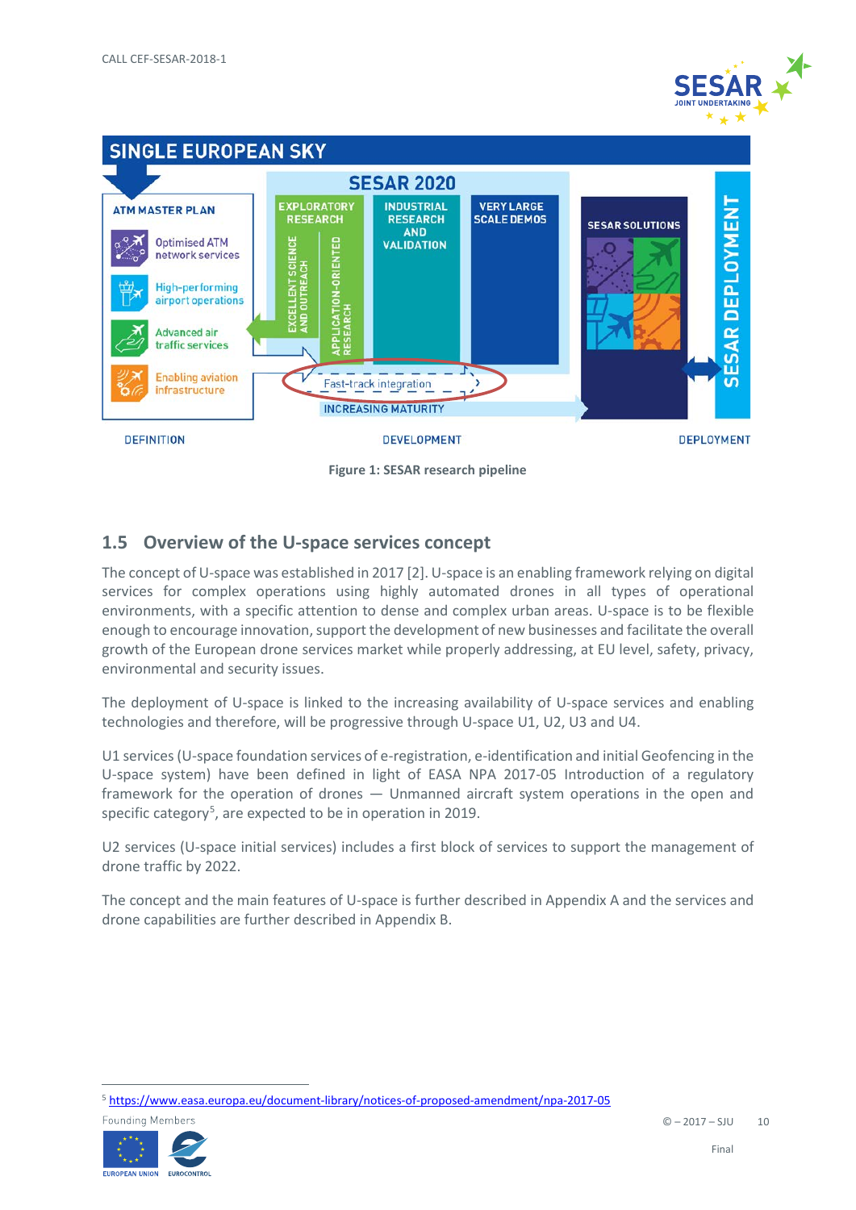Figure 1: SESAR research pipeline

## 1.5 Overview of the U-space services concept

The concept of U-space was established in 2017 [2]. U-space is an enabling framework relying on digital services for complex operations using highly automated drones in all types of operational environments, with a specific attention to dense and complex urban areas. U-space is to be flexible enough to encourage innovation, support the development of new businesses and facilitate the overall growth of the European drone services market while properly addressing, at EU level, safety, privacy, environmental and security issues.

The deployment of U-space is linked to the increasing availability of U-space services and enabling technologies and therefore, will be progressive through U-space U1, U2, U3 and U4.

U1 services (U-space foundation services of e-registration, e-identification and initial Geofencing in the U-space system) have been defined in light of EASA NPA 2017-05 Introduction of a regulatory framework for the operation of drones — Unmanned aircraft system operations in the open and specific category[5], are expected to be in operation in 2019.

U2 services (U-space initial services) includes a first block of services to support the management of drone traffic by 2022.

The concept and the main features of U-space is further described in Appendix A and the services and drone capabilities are further described in Appendix B.

[5] https://www.easa.europa.eu/document-library/notices-of-proposed-amendment/npa-2017-05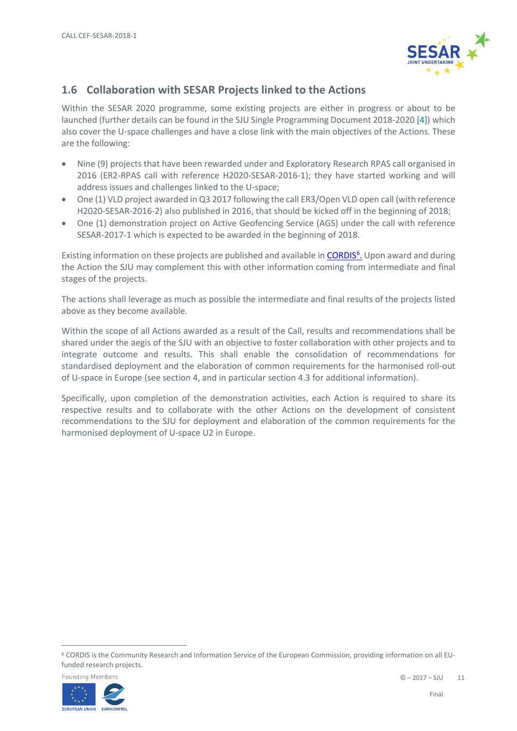## 1.6 Collaboration with SESAR Projects linked to the Actions

Within the SESAR 2020 programme, some existing projects are either in progress or about to be launched (further details can be found in the SJU Single Programming Document 2018-2020 [4]) which also cover the U-space challenges and have a close link with the main objectives of the Actions. These are the following:

- Nine (9) projects that have been rewarded under and Exploratory Research RPAS call organised in 2016 (ER2-RPAS call with reference H2020-SESAR-2016-1); they have started working and will address issues and challenges linked to the U-space;
- One (1) VLD project awarded in Q3 2017 following the call ER3/Open VLD open call (with reference H2020-SESAR-2016-2) also published in 2016, that should be kicked off in the beginning of 2018;
- One (1) demonstration project on Active Geofencing Service (AGS) under the call with reference SESAR-2017-1 which is expected to be awarded in the beginning of 2018.

Existing information on these projects are published and available in CORDIS[6]. Upon award and during the Action the SJU may complement this with other information coming from intermediate and final stages of the projects.

The actions shall leverage as much as possible the intermediate and final results of the projects listed above as they become available.

Within the scope of all Actions awarded as a result of the Call, results and recommendations shall be shared under the aegis of the SJU with an objective to foster collaboration with other projects and to integrate outcome and results. This shall enable the consolidation of recommendations for standardised deployment and the elaboration of common requirements for the harmonised roll-out of U-space in Europe (see section 4, and in particular section 4.3 for additional information).

Specifically, upon completion of the demonstration activities, each Action is required to share its respective results and to collaborate with the other Actions on the development of consistent recommendations to the SJU for deployment and elaboration of the common requirements for the harmonised deployment of U-space U2 in Europe.

[6] CORDIS is the Community Research and Information Service of the European Commission, providing information on all EU-funded research projects.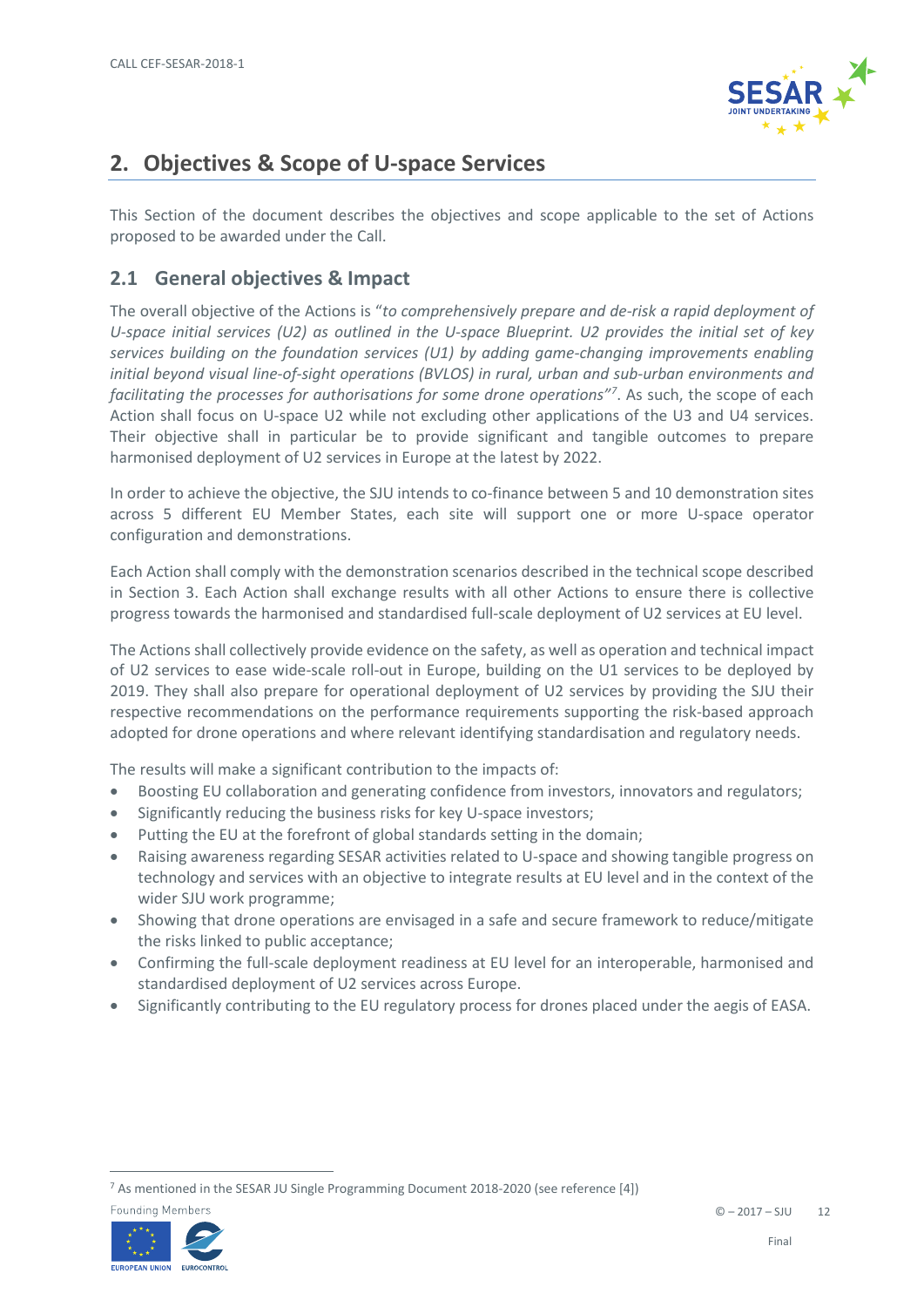## 2. Objectives & Scope of U-space Services

This Section of the document describes the objectives and scope applicable to the set of Actions proposed to be awarded under the Call.

### 2.1 General objectives & Impact

The overall objective of the Actions is "*to comprehensively prepare and de-risk a rapid deployment of U-space initial services (U2) as outlined in the U-space Blueprint. U2 provides the initial set of key services building on the foundation services (U1) by adding game-changing improvements enabling initial beyond visual line-of-sight operations (BVLOS) in rural, urban and sub-urban environments and facilitating the processes for authorisations for some drone operations*"[7]. As such, the scope of each Action shall focus on U-space U2 while not excluding other applications of the U3 and U4 services. Their objective shall in particular be to provide significant and tangible outcomes to prepare harmonised deployment of U2 services in Europe at the latest by 2022.

In order to achieve the objective, the SJU intends to co-finance between 5 and 10 demonstration sites across 5 different EU Member States, each site will support one or more U-space operator configuration and demonstrations.

Each Action shall comply with the demonstration scenarios described in the technical scope described in Section 3. Each Action shall exchange results with all other Actions to ensure there is collective progress towards the harmonised and standardised full-scale deployment of U2 services at EU level.

The Actions shall collectively provide evidence on the safety, as well as operation and technical impact of U2 services to ease wide-scale roll-out in Europe, building on the U1 services to be deployed by 2019. They shall also prepare for operational deployment of U2 services by providing the SJU their respective recommendations on the performance requirements supporting the risk-based approach adopted for drone operations and where relevant identifying standardisation and regulatory needs.

The results will make a significant contribution to the impacts of:

- Boosting EU collaboration and generating confidence from investors, innovators and regulators;
- Significantly reducing the business risks for key U-space investors;
- Putting the EU at the forefront of global standards setting in the domain;
- Raising awareness regarding SESAR activities related to U-space and showing tangible progress on technology and services with an objective to integrate results at EU level and in the context of the wider SJU work programme;
- Showing that drone operations are envisaged in a safe and secure framework to reduce/mitigate the risks linked to public acceptance;
- Confirming the full-scale deployment readiness at EU level for an interoperable, harmonised and standardised deployment of U2 services across Europe.
- Significantly contributing to the EU regulatory process for drones placed under the aegis of EASA.

[7] As mentioned in the SESAR JU Single Programming Document 2018-2020 (see reference [4])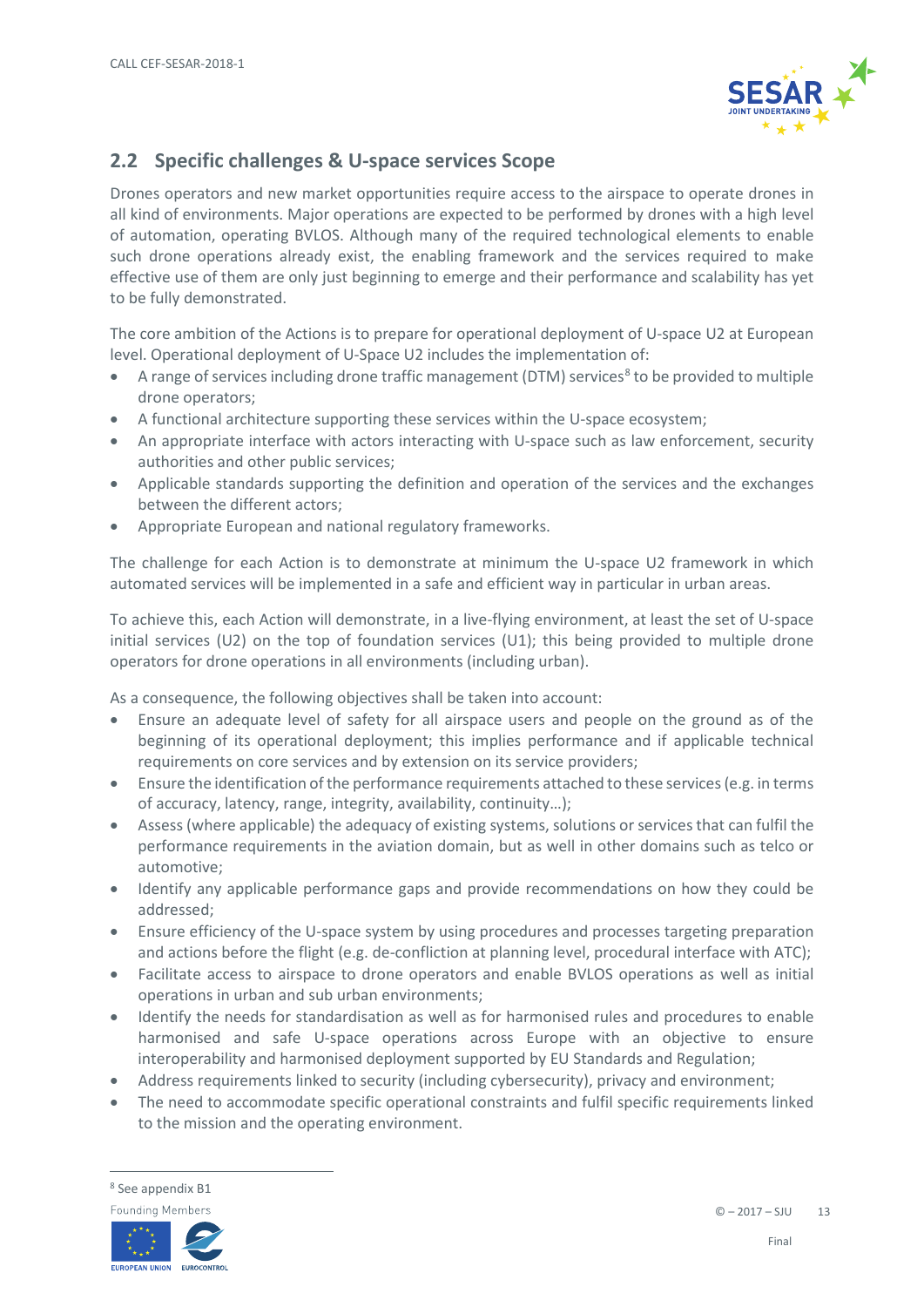## 2.2 Specific challenges & U-space services Scope

Drones operators and new market opportunities require access to the airspace to operate drones in all kind of environments. Major operations are expected to be performed by drones with a high level of automation, operating BVLOS. Although many of the required technological elements to enable such drone operations already exist, the enabling framework and the services required to make effective use of them are only just beginning to emerge and their performance and scalability has yet to be fully demonstrated.

The core ambition of the Actions is to prepare for operational deployment of U-space U2 at European level. Operational deployment of U-Space U2 includes the implementation of:

- A range of services including drone traffic management (DTM) services[8] to be provided to multiple drone operators;
- A functional architecture supporting these services within the U-space ecosystem;
- An appropriate interface with actors interacting with U-space such as law enforcement, security authorities and other public services;
- Applicable standards supporting the definition and operation of the services and the exchanges between the different actors;
- Appropriate European and national regulatory frameworks.

The challenge for each Action is to demonstrate at minimum the U-space U2 framework in which automated services will be implemented in a safe and efficient way in particular in urban areas.

To achieve this, each Action will demonstrate, in a live-flying environment, at least the set of U-space initial services (U2) on the top of foundation services (U1); this being provided to multiple drone operators for drone operations in all environments (including urban).

As a consequence, the following objectives shall be taken into account:

- Ensure an adequate level of safety for all airspace users and people on the ground as of the beginning of its operational deployment; this implies performance and if applicable technical requirements on core services and by extension on its service providers;
- Ensure the identification of the performance requirements attached to these services (e.g. in terms of accuracy, latency, range, integrity, availability, continuity…);
- Assess (where applicable) the adequacy of existing systems, solutions or services that can fulfil the performance requirements in the aviation domain, but as well in other domains such as telco or automotive;
- Identify any applicable performance gaps and provide recommendations on how they could be addressed;
- Ensure efficiency of the U-space system by using procedures and processes targeting preparation and actions before the flight (e.g. de-confliction at planning level, procedural interface with ATC);
- Facilitate access to airspace to drone operators and enable BVLOS operations as well as initial operations in urban and sub urban environments;
- Identify the needs for standardisation as well as for harmonised rules and procedures to enable harmonised and safe U-space operations across Europe with an objective to ensure interoperability and harmonised deployment supported by EU Standards and Regulation;
- Address requirements linked to security (including cybersecurity), privacy and environment;
- The need to accommodate specific operational constraints and fulfil specific requirements linked to the mission and the operating environment.

[8] See appendix B1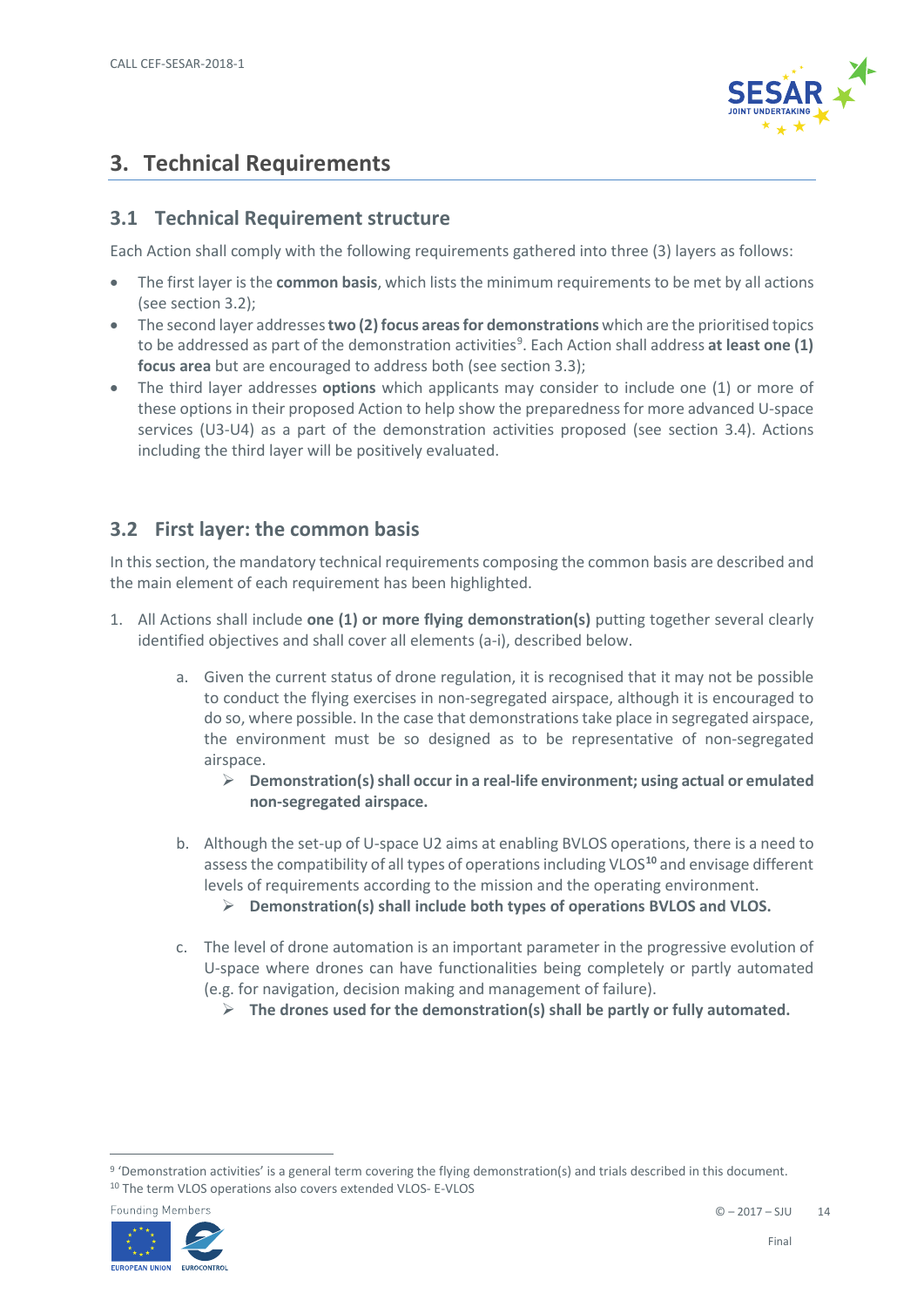# 3. Technical Requirements

## 3.1 Technical Requirement structure

Each Action shall comply with the following requirements gathered into three (3) layers as follows:

- The first layer is the **common basis**, which lists the minimum requirements to be met by all actions (see section 3.2);
- The second layer addresses **two (2) focus areas for demonstrations** which are the prioritised topics to be addressed as part of the demonstration activities[9]. Each Action shall address **at least one (1) focus area** but are encouraged to address both (see section 3.3);
- The third layer addresses **options** which applicants may consider to include one (1) or more of these options in their proposed Action to help show the preparedness for more advanced U-space services (U3-U4) as a part of the demonstration activities proposed (see section 3.4). Actions including the third layer will be positively evaluated.

## 3.2 First layer: the common basis

In this section, the mandatory technical requirements composing the common basis are described and the main element of each requirement has been highlighted.

1. All Actions shall include **one (1) or more flying demonstration(s)** putting together several clearly identified objectives and shall cover all elements (a-i), described below.

   a. Given the current status of drone regulation, it is recognised that it may not be possible to conduct the flying exercises in non-segregated airspace, although it is encouraged to do so, where possible. In the case that demonstrations take place in segregated airspace, the environment must be so designed as to be representative of non-segregated airspace.
      - ➢ **Demonstration(s) shall occur in a real-life environment; using actual or emulated non-segregated airspace.**

   b. Although the set-up of U-space U2 aims at enabling BVLOS operations, there is a need to assess the compatibility of all types of operations including VLOS[10] and envisage different levels of requirements according to the mission and the operating environment.
      - ➢ **Demonstration(s) shall include both types of operations BVLOS and VLOS.**

   c. The level of drone automation is an important parameter in the progressive evolution of U-space where drones can have functionalities being completely or partly automated (e.g. for navigation, decision making and management of failure).
      - ➢ **The drones used for the demonstration(s) shall be partly or fully automated.**

---

[9] 'Demonstration activities' is a general term covering the flying demonstration(s) and trials described in this document.

[10] The term VLOS operations also covers extended VLOS- E-VLOS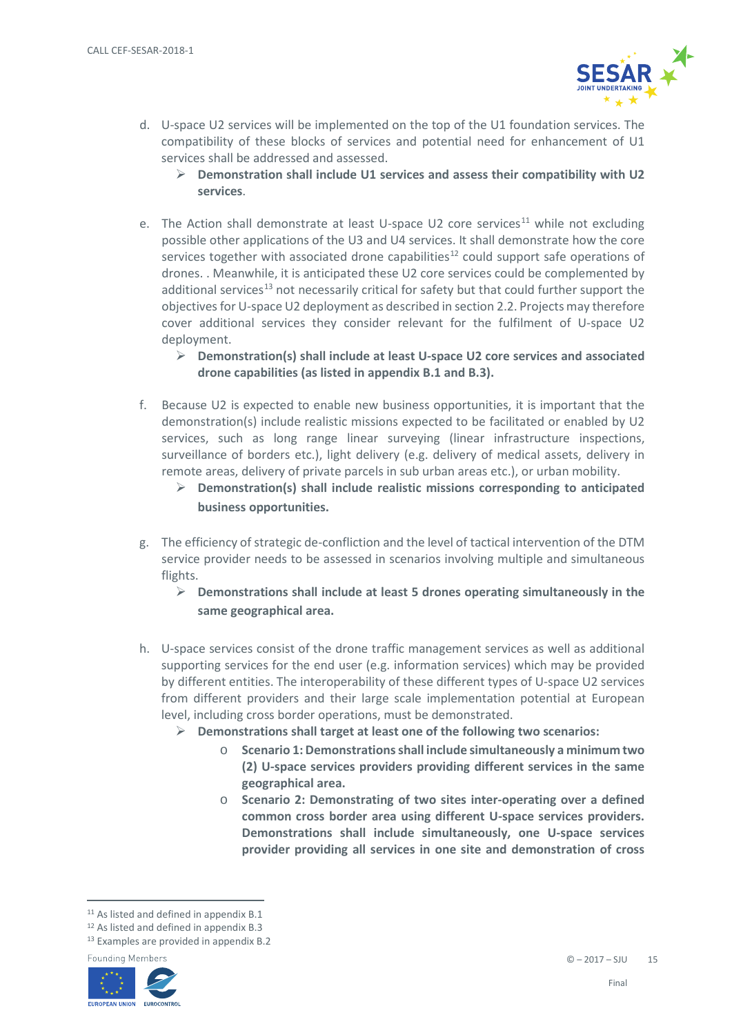d. U-space U2 services will be implemented on the top of the U1 foundation services. The compatibility of these blocks of services and potential need for enhancement of U1 services shall be addressed and assessed.
   - **Demonstration shall include U1 services and assess their compatibility with U2 services**.

e. The Action shall demonstrate at least U-space U2 core services[11] while not excluding possible other applications of the U3 and U4 services. It shall demonstrate how the core services together with associated drone capabilities[12] could support safe operations of drones. . Meanwhile, it is anticipated these U2 core services could be complemented by additional services[13] not necessarily critical for safety but that could further support the objectives for U-space U2 deployment as described in section 2.2. Projects may therefore cover additional services they consider relevant for the fulfilment of U-space U2 deployment.
   - **Demonstration(s) shall include at least U-space U2 core services and associated drone capabilities (as listed in appendix B.1 and B.3).**

f. Because U2 is expected to enable new business opportunities, it is important that the demonstration(s) include realistic missions expected to be facilitated or enabled by U2 services, such as long range linear surveying (linear infrastructure inspections, surveillance of borders etc.), light delivery (e.g. delivery of medical assets, delivery in remote areas, delivery of private parcels in sub urban areas etc.), or urban mobility.
   - **Demonstration(s) shall include realistic missions corresponding to anticipated business opportunities.**

g. The efficiency of strategic de-confliction and the level of tactical intervention of the DTM service provider needs to be assessed in scenarios involving multiple and simultaneous flights.
   - **Demonstrations shall include at least 5 drones operating simultaneously in the same geographical area.**

h. U-space services consist of the drone traffic management services as well as additional supporting services for the end user (e.g. information services) which may be provided by different entities. The interoperability of these different types of U-space U2 services from different providers and their large scale implementation potential at European level, including cross border operations, must be demonstrated.
   - **Demonstrations shall target at least one of the following two scenarios:**
     - **Scenario 1: Demonstrations shall include simultaneously a minimum two (2) U-space services providers providing different services in the same geographical area.**
     - **Scenario 2: Demonstrating of two sites inter-operating over a defined common cross border area using different U-space services providers. Demonstrations shall include simultaneously, one U-space services provider providing all services in one site and demonstration of cross**

[11] As listed and defined in appendix B.1

[12] As listed and defined in appendix B.3

[13] Examples are provided in appendix B.2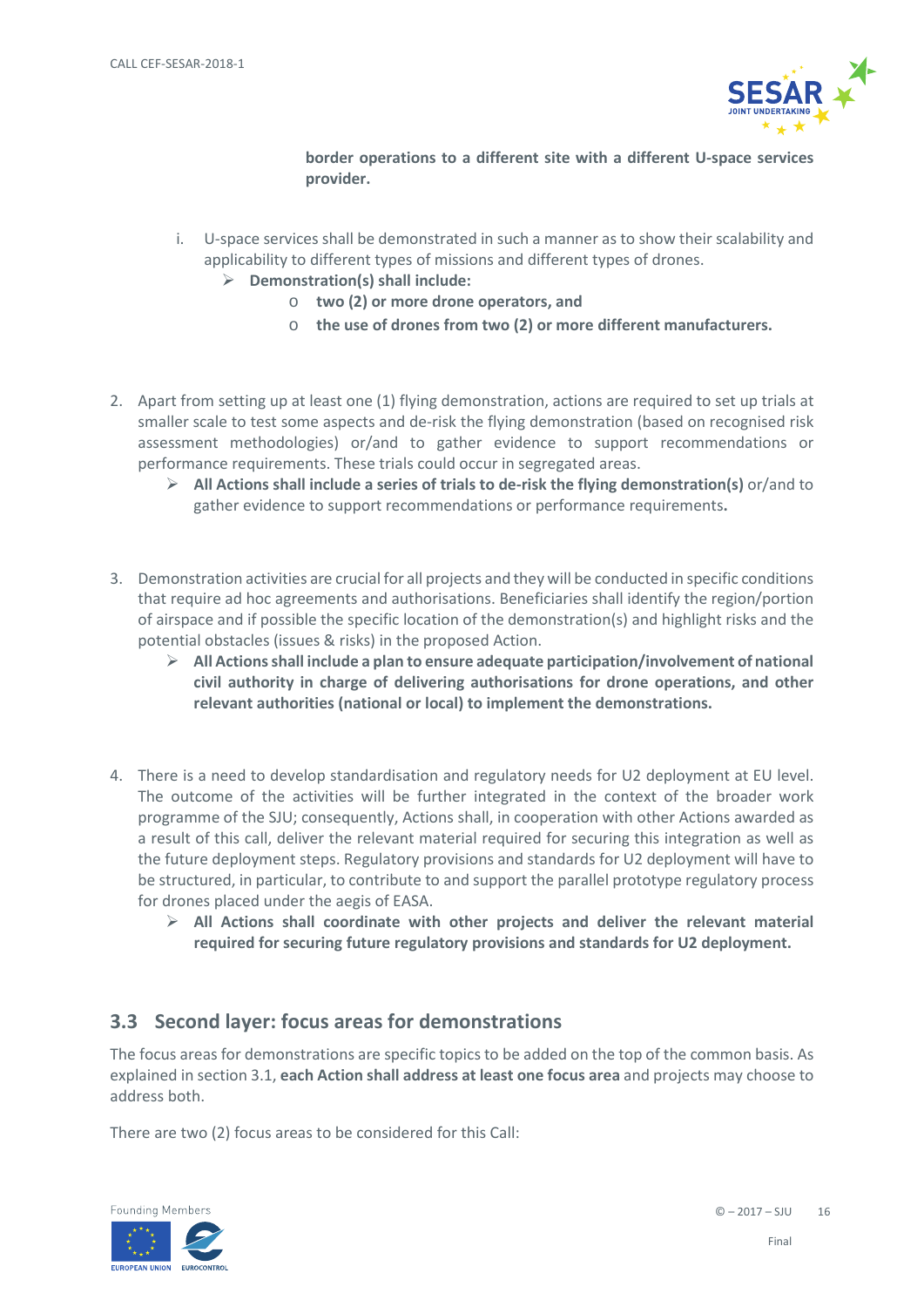**border operations to a different site with a different U-space services provider.**

i. U-space services shall be demonstrated in such a manner as to show their scalability and applicability to different types of missions and different types of drones.
   - **Demonstration(s) shall include:**
     - **two (2) or more drone operators, and**
     - **the use of drones from two (2) or more different manufacturers.**

2. Apart from setting up at least one (1) flying demonstration, actions are required to set up trials at smaller scale to test some aspects and de-risk the flying demonstration (based on recognised risk assessment methodologies) or/and to gather evidence to support recommendations or performance requirements. These trials could occur in segregated areas.
   - **All Actions shall include a series of trials to de-risk the flying demonstration(s)** or/and to gather evidence to support recommendations or performance requirements**.**

3. Demonstration activities are crucial for all projects and they will be conducted in specific conditions that require ad hoc agreements and authorisations. Beneficiaries shall identify the region/portion of airspace and if possible the specific location of the demonstration(s) and highlight risks and the potential obstacles (issues & risks) in the proposed Action.
   - **All Actions shall include a plan to ensure adequate participation/involvement of national civil authority in charge of delivering authorisations for drone operations, and other relevant authorities (national or local) to implement the demonstrations.**

4. There is a need to develop standardisation and regulatory needs for U2 deployment at EU level. The outcome of the activities will be further integrated in the context of the broader work programme of the SJU; consequently, Actions shall, in cooperation with other Actions awarded as a result of this call, deliver the relevant material required for securing this integration as well as the future deployment steps. Regulatory provisions and standards for U2 deployment will have to be structured, in particular, to contribute to and support the parallel prototype regulatory process for drones placed under the aegis of EASA.
   - **All Actions shall coordinate with other projects and deliver the relevant material required for securing future regulatory provisions and standards for U2 deployment.**

## 3.3 Second layer: focus areas for demonstrations

The focus areas for demonstrations are specific topics to be added on the top of the common basis. As explained in section 3.1, **each Action shall address at least one focus area** and projects may choose to address both.

There are two (2) focus areas to be considered for this Call: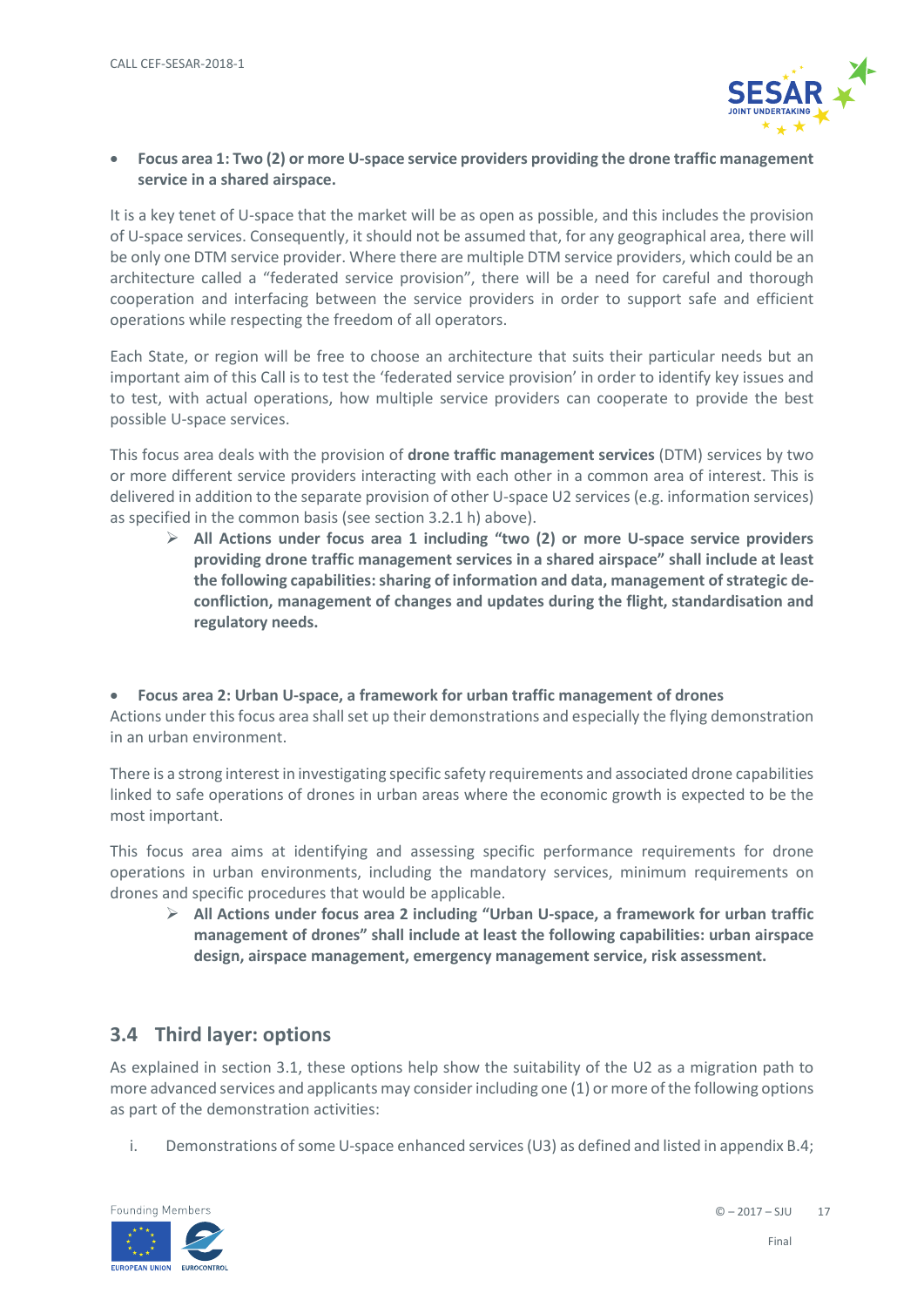- **Focus area 1: Two (2) or more U-space service providers providing the drone traffic management service in a shared airspace.**

It is a key tenet of U-space that the market will be as open as possible, and this includes the provision of U-space services. Consequently, it should not be assumed that, for any geographical area, there will be only one DTM service provider. Where there are multiple DTM service providers, which could be an architecture called a "federated service provision", there will be a need for careful and thorough cooperation and interfacing between the service providers in order to support safe and efficient operations while respecting the freedom of all operators.

Each State, or region will be free to choose an architecture that suits their particular needs but an important aim of this Call is to test the 'federated service provision' in order to identify key issues and to test, with actual operations, how multiple service providers can cooperate to provide the best possible U-space services.

This focus area deals with the provision of **drone traffic management services** (DTM) services by two or more different service providers interacting with each other in a common area of interest. This is delivered in addition to the separate provision of other U-space U2 services (e.g. information services) as specified in the common basis (see section 3.2.1 h) above).

> ➢ **All Actions under focus area 1 including "two (2) or more U-space service providers providing drone traffic management services in a shared airspace" shall include at least the following capabilities: sharing of information and data, management of strategic de-confliction, management of changes and updates during the flight, standardisation and regulatory needs.**

- **Focus area 2: Urban U-space, a framework for urban traffic management of drones**

Actions under this focus area shall set up their demonstrations and especially the flying demonstration in an urban environment.

There is a strong interest in investigating specific safety requirements and associated drone capabilities linked to safe operations of drones in urban areas where the economic growth is expected to be the most important.

This focus area aims at identifying and assessing specific performance requirements for drone operations in urban environments, including the mandatory services, minimum requirements on drones and specific procedures that would be applicable.

> ➢ **All Actions under focus area 2 including "Urban U-space, a framework for urban traffic management of drones" shall include at least the following capabilities: urban airspace design, airspace management, emergency management service, risk assessment.**

## 3.4 Third layer: options

As explained in section 3.1, these options help show the suitability of the U2 as a migration path to more advanced services and applicants may consider including one (1) or more of the following options as part of the demonstration activities:

i. Demonstrations of some U-space enhanced services (U3) as defined and listed in appendix B.4;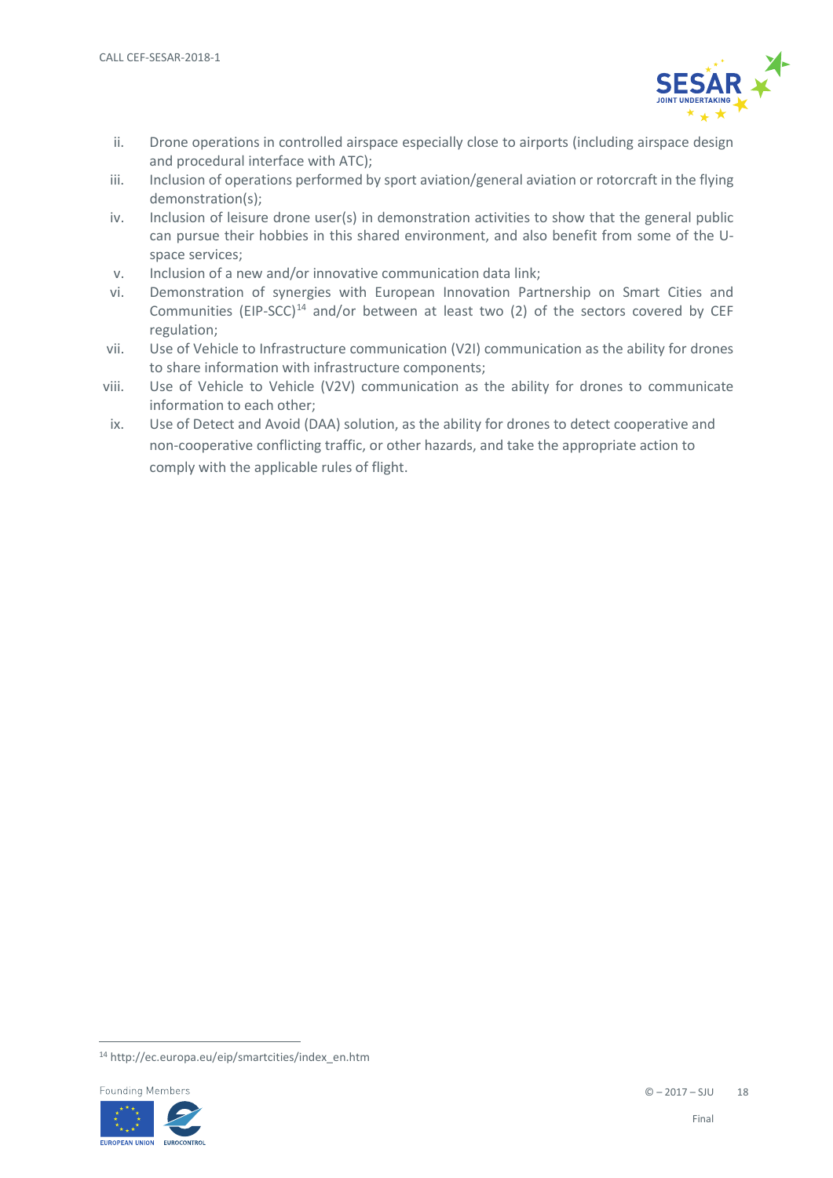ii. Drone operations in controlled airspace especially close to airports (including airspace design and procedural interface with ATC);
iii. Inclusion of operations performed by sport aviation/general aviation or rotorcraft in the flying demonstration(s);
iv. Inclusion of leisure drone user(s) in demonstration activities to show that the general public can pursue their hobbies in this shared environment, and also benefit from some of the U-space services;
v. Inclusion of a new and/or innovative communication data link;
vi. Demonstration of synergies with European Innovation Partnership on Smart Cities and Communities (EIP-SCC)[14] and/or between at least two (2) of the sectors covered by CEF regulation;
vii. Use of Vehicle to Infrastructure communication (V2I) communication as the ability for drones to share information with infrastructure components;
viii. Use of Vehicle to Vehicle (V2V) communication as the ability for drones to communicate information to each other;
ix. Use of Detect and Avoid (DAA) solution, as the ability for drones to detect cooperative and non-cooperative conflicting traffic, or other hazards, and take the appropriate action to comply with the applicable rules of flight.

[14] http://ec.europa.eu/eip/smartcities/index_en.htm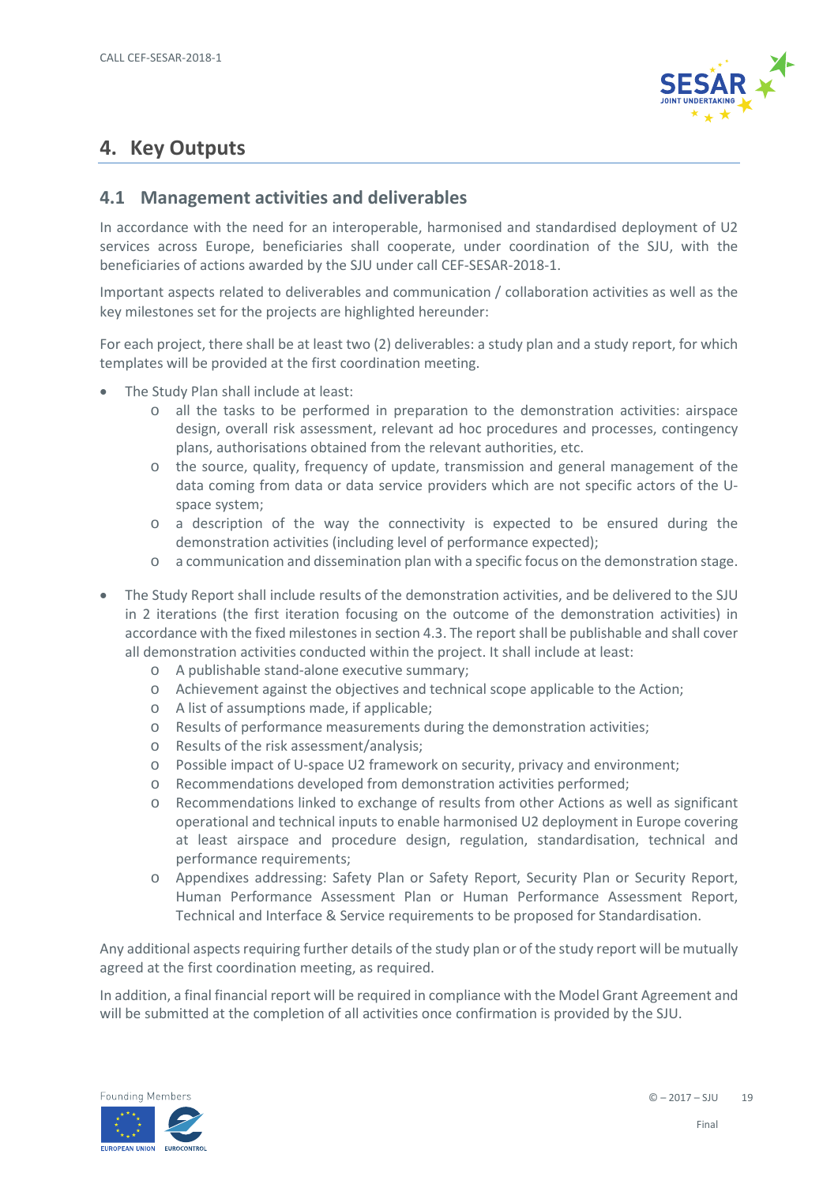# 4. Key Outputs

## 4.1 Management activities and deliverables

In accordance with the need for an interoperable, harmonised and standardised deployment of U2 services across Europe, beneficiaries shall cooperate, under coordination of the SJU, with the beneficiaries of actions awarded by the SJU under call CEF-SESAR-2018-1.

Important aspects related to deliverables and communication / collaboration activities as well as the key milestones set for the projects are highlighted hereunder:

For each project, there shall be at least two (2) deliverables: a study plan and a study report, for which templates will be provided at the first coordination meeting.

- The Study Plan shall include at least:
  - all the tasks to be performed in preparation to the demonstration activities: airspace design, overall risk assessment, relevant ad hoc procedures and processes, contingency plans, authorisations obtained from the relevant authorities, etc.
  - the source, quality, frequency of update, transmission and general management of the data coming from data or data service providers which are not specific actors of the U-space system;
  - a description of the way the connectivity is expected to be ensured during the demonstration activities (including level of performance expected);
  - a communication and dissemination plan with a specific focus on the demonstration stage.

- The Study Report shall include results of the demonstration activities, and be delivered to the SJU in 2 iterations (the first iteration focusing on the outcome of the demonstration activities) in accordance with the fixed milestones in section 4.3. The report shall be publishable and shall cover all demonstration activities conducted within the project. It shall include at least:
  - A publishable stand-alone executive summary;
  - Achievement against the objectives and technical scope applicable to the Action;
  - A list of assumptions made, if applicable;
  - Results of performance measurements during the demonstration activities;
  - Results of the risk assessment/analysis;
  - Possible impact of U-space U2 framework on security, privacy and environment;
  - Recommendations developed from demonstration activities performed;
  - Recommendations linked to exchange of results from other Actions as well as significant operational and technical inputs to enable harmonised U2 deployment in Europe covering at least airspace and procedure design, regulation, standardisation, technical and performance requirements;
  - Appendixes addressing: Safety Plan or Safety Report, Security Plan or Security Report, Human Performance Assessment Plan or Human Performance Assessment Report, Technical and Interface & Service requirements to be proposed for Standardisation.

Any additional aspects requiring further details of the study plan or of the study report will be mutually agreed at the first coordination meeting, as required.

In addition, a final financial report will be required in compliance with the Model Grant Agreement and will be submitted at the completion of all activities once confirmation is provided by the SJU.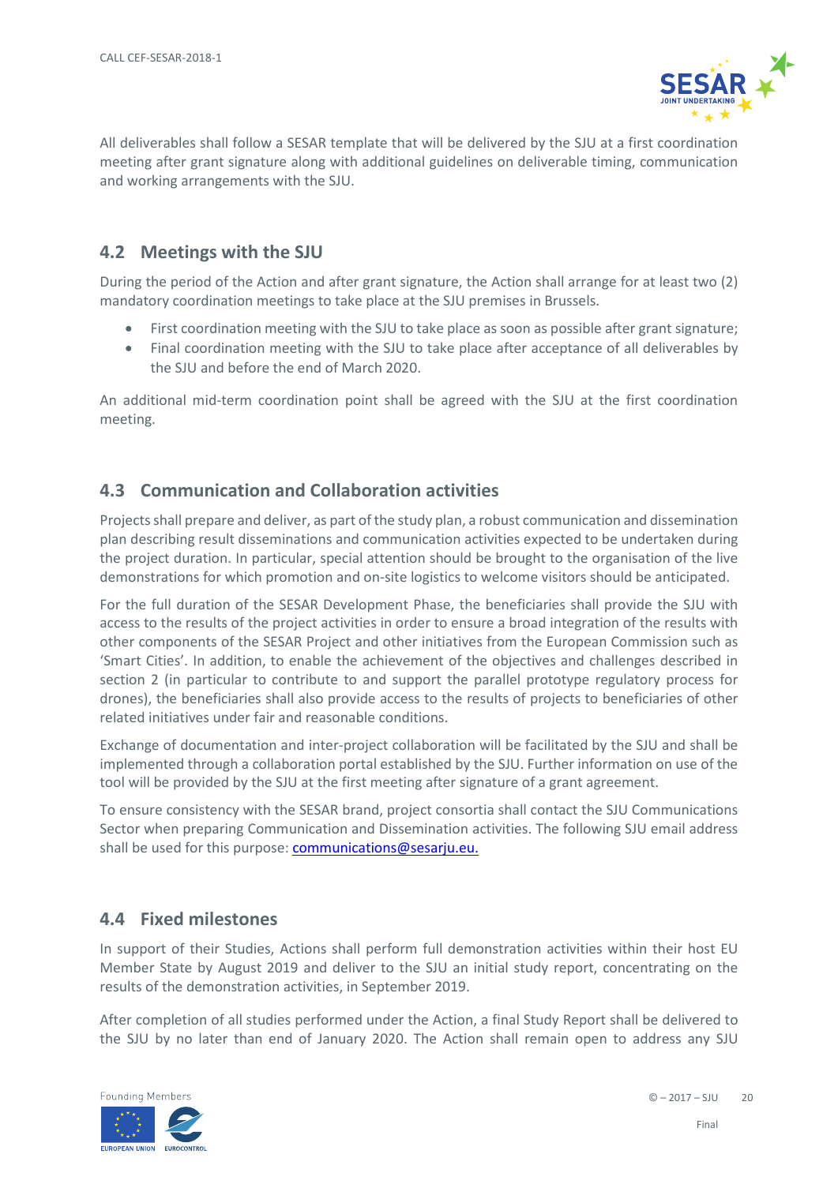All deliverables shall follow a SESAR template that will be delivered by the SJU at a first coordination meeting after grant signature along with additional guidelines on deliverable timing, communication and working arrangements with the SJU.

## 4.2 Meetings with the SJU

During the period of the Action and after grant signature, the Action shall arrange for at least two (2) mandatory coordination meetings to take place at the SJU premises in Brussels.

- First coordination meeting with the SJU to take place as soon as possible after grant signature;
- Final coordination meeting with the SJU to take place after acceptance of all deliverables by the SJU and before the end of March 2020.

An additional mid-term coordination point shall be agreed with the SJU at the first coordination meeting.

## 4.3 Communication and Collaboration activities

Projects shall prepare and deliver, as part of the study plan, a robust communication and dissemination plan describing result disseminations and communication activities expected to be undertaken during the project duration. In particular, special attention should be brought to the organisation of the live demonstrations for which promotion and on-site logistics to welcome visitors should be anticipated.

For the full duration of the SESAR Development Phase, the beneficiaries shall provide the SJU with access to the results of the project activities in order to ensure a broad integration of the results with other components of the SESAR Project and other initiatives from the European Commission such as 'Smart Cities'. In addition, to enable the achievement of the objectives and challenges described in section 2 (in particular to contribute to and support the parallel prototype regulatory process for drones), the beneficiaries shall also provide access to the results of projects to beneficiaries of other related initiatives under fair and reasonable conditions.

Exchange of documentation and inter-project collaboration will be facilitated by the SJU and shall be implemented through a collaboration portal established by the SJU. Further information on use of the tool will be provided by the SJU at the first meeting after signature of a grant agreement.

To ensure consistency with the SESAR brand, project consortia shall contact the SJU Communications Sector when preparing Communication and Dissemination activities. The following SJU email address shall be used for this purpose: communications@sesarju.eu.

## 4.4 Fixed milestones

In support of their Studies, Actions shall perform full demonstration activities within their host EU Member State by August 2019 and deliver to the SJU an initial study report, concentrating on the results of the demonstration activities, in September 2019.

After completion of all studies performed under the Action, a final Study Report shall be delivered to the SJU by no later than end of January 2020. The Action shall remain open to address any SJU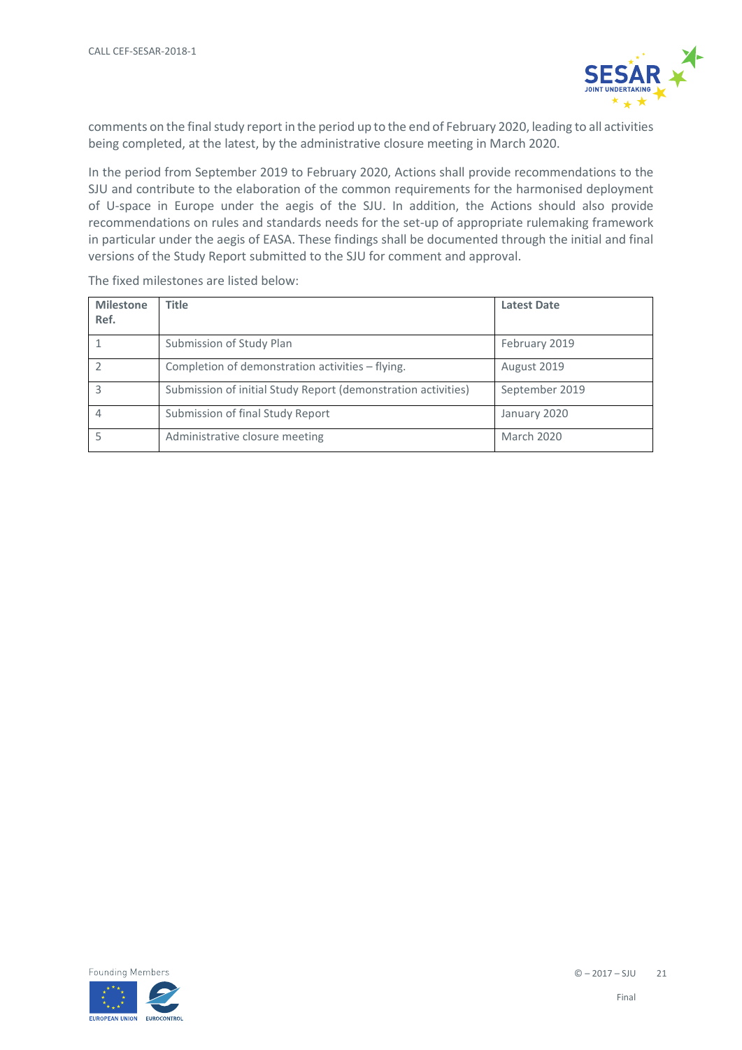comments on the final study report in the period up to the end of February 2020, leading to all activities being completed, at the latest, by the administrative closure meeting in March 2020.

In the period from September 2019 to February 2020, Actions shall provide recommendations to the SJU and contribute to the elaboration of the common requirements for the harmonised deployment of U-space in Europe under the aegis of the SJU. In addition, the Actions should also provide recommendations on rules and standards needs for the set-up of appropriate rulemaking framework in particular under the aegis of EASA. These findings shall be documented through the initial and final versions of the Study Report submitted to the SJU for comment and approval.

The fixed milestones are listed below:

| Milestone Ref. | Title | Latest Date |
|---|---|---|
| 1 | Submission of Study Plan | February 2019 |
| 2 | Completion of demonstration activities – flying. | August 2019 |
| 3 | Submission of initial Study Report (demonstration activities) | September 2019 |
| 4 | Submission of final Study Report | January 2020 |
| 5 | Administrative closure meeting | March 2020 |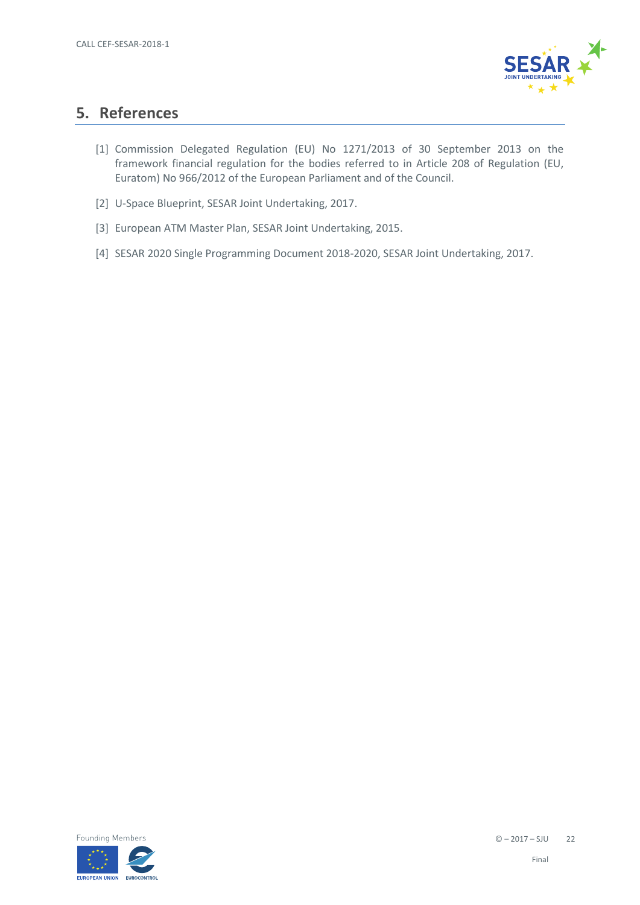## 5. References

[1] Commission Delegated Regulation (EU) No 1271/2013 of 30 September 2013 on the framework financial regulation for the bodies referred to in Article 208 of Regulation (EU, Euratom) No 966/2012 of the European Parliament and of the Council.

[2] U-Space Blueprint, SESAR Joint Undertaking, 2017.

[3] European ATM Master Plan, SESAR Joint Undertaking, 2015.

[4] SESAR 2020 Single Programming Document 2018-2020, SESAR Joint Undertaking, 2017.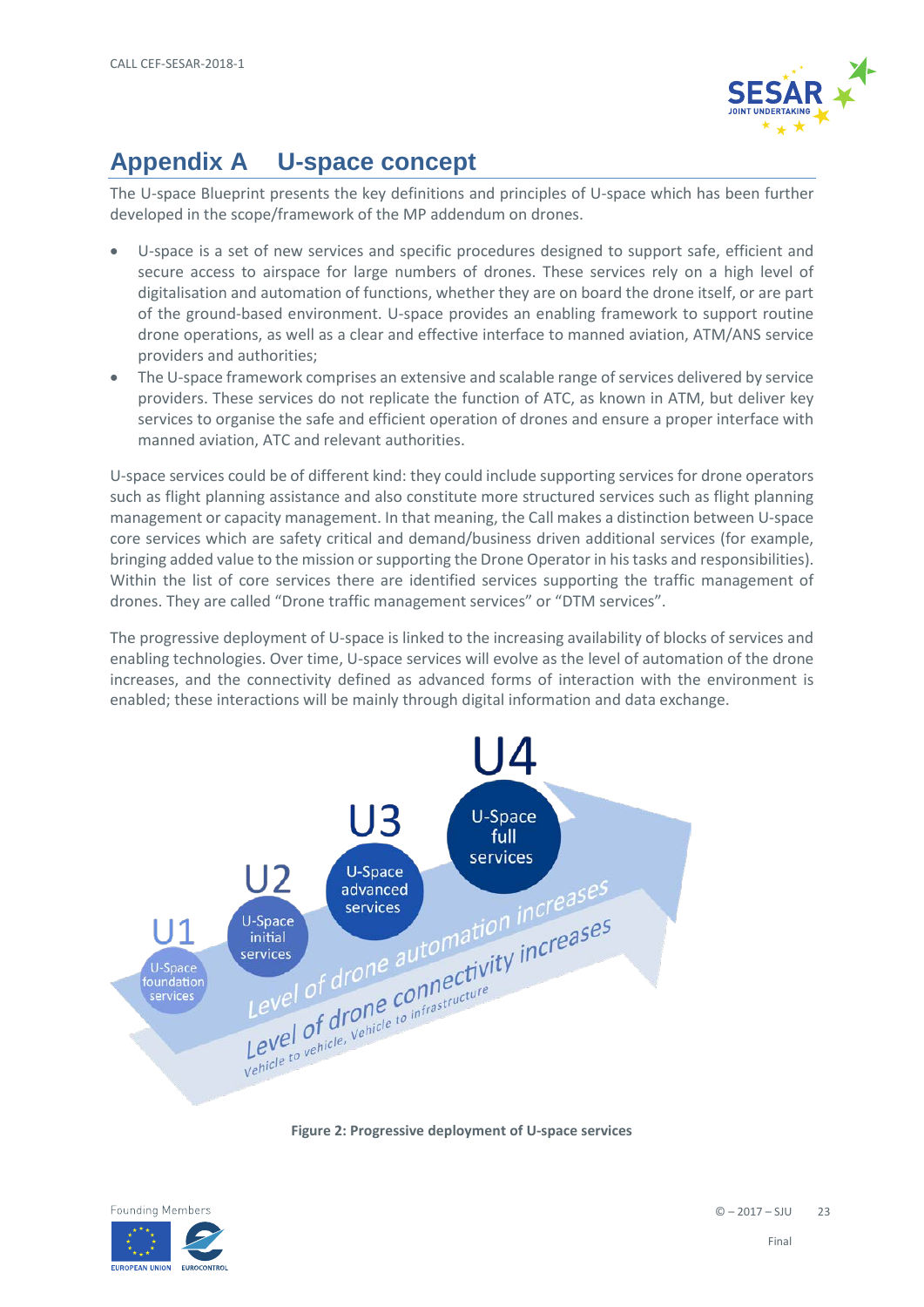# Appendix A U-space concept

The U-space Blueprint presents the key definitions and principles of U-space which has been further developed in the scope/framework of the MP addendum on drones.

- U-space is a set of new services and specific procedures designed to support safe, efficient and secure access to airspace for large numbers of drones. These services rely on a high level of digitalisation and automation of functions, whether they are on board the drone itself, or are part of the ground-based environment. U-space provides an enabling framework to support routine drone operations, as well as a clear and effective interface to manned aviation, ATM/ANS service providers and authorities;
- The U-space framework comprises an extensive and scalable range of services delivered by service providers. These services do not replicate the function of ATC, as known in ATM, but deliver key services to organise the safe and efficient operation of drones and ensure a proper interface with manned aviation, ATC and relevant authorities.

U-space services could be of different kind: they could include supporting services for drone operators such as flight planning assistance and also constitute more structured services such as flight planning management or capacity management. In that meaning, the Call makes a distinction between U-space core services which are safety critical and demand/business driven additional services (for example, bringing added value to the mission or supporting the Drone Operator in his tasks and responsibilities). Within the list of core services there are identified services supporting the traffic management of drones. They are called "Drone traffic management services" or "DTM services".

The progressive deployment of U-space is linked to the increasing availability of blocks of services and enabling technologies. Over time, U-space services will evolve as the level of automation of the drone increases, and the connectivity defined as advanced forms of interaction with the environment is enabled; these interactions will be mainly through digital information and data exchange.

U1 U-Space foundation services

U2 U-Space initial services

U3 U-Space advanced services

U4 U-Space full services

Level of drone automation increases

Level of drone connectivity increases

Vehicle to vehicle, Vehicle to infrastructure

**Figure 2: Progressive deployment of U-space services**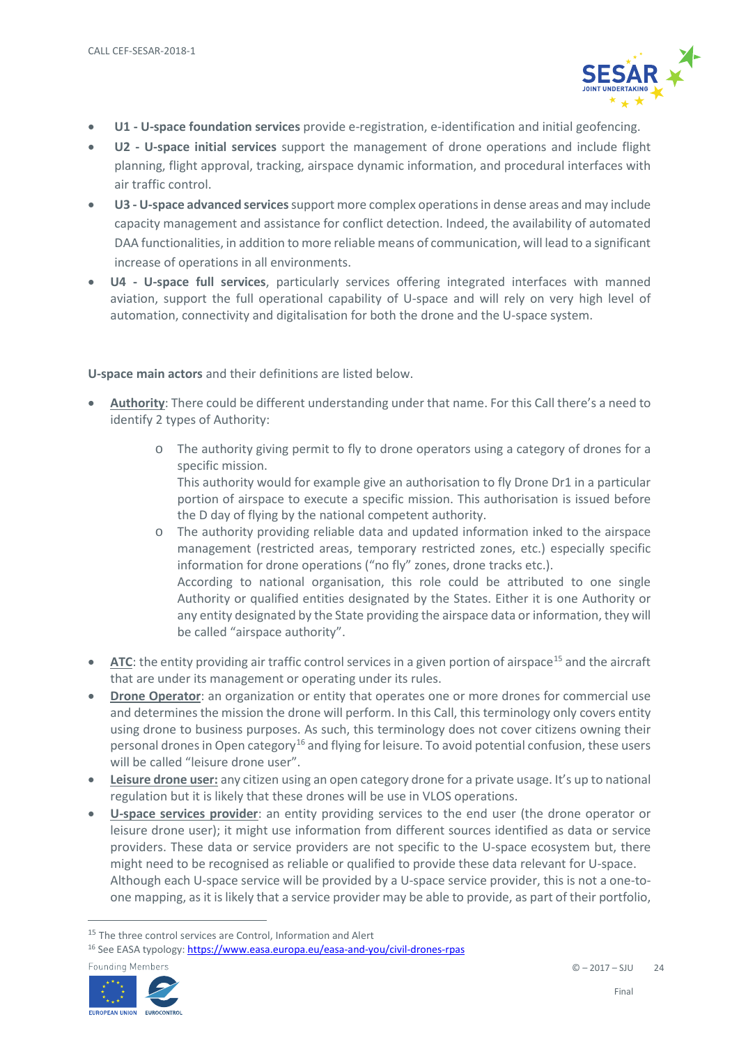- **U1 - U-space foundation services** provide e-registration, e-identification and initial geofencing.
- **U2 - U-space initial services** support the management of drone operations and include flight planning, flight approval, tracking, airspace dynamic information, and procedural interfaces with air traffic control.
- **U3 - U-space advanced services** support more complex operations in dense areas and may include capacity management and assistance for conflict detection. Indeed, the availability of automated DAA functionalities, in addition to more reliable means of communication, will lead to a significant increase of operations in all environments.
- **U4 - U-space full services**, particularly services offering integrated interfaces with manned aviation, support the full operational capability of U-space and will rely on very high level of automation, connectivity and digitalisation for both the drone and the U-space system.

**U-space main actors** and their definitions are listed below.

- **Authority**: There could be different understanding under that name. For this Call there's a need to identify 2 types of Authority:
  - The authority giving permit to fly to drone operators using a category of drones for a specific mission.
    This authority would for example give an authorisation to fly Drone Dr1 in a particular portion of airspace to execute a specific mission. This authorisation is issued before the D day of flying by the national competent authority.
  - The authority providing reliable data and updated information inked to the airspace management (restricted areas, temporary restricted zones, etc.) especially specific information for drone operations ("no fly" zones, drone tracks etc.).
    According to national organisation, this role could be attributed to one single Authority or qualified entities designated by the States. Either it is one Authority or any entity designated by the State providing the airspace data or information, they will be called "airspace authority".
- **ATC**: the entity providing air traffic control services in a given portion of airspace[15] and the aircraft that are under its management or operating under its rules.
- **Drone Operator**: an organization or entity that operates one or more drones for commercial use and determines the mission the drone will perform. In this Call, this terminology only covers entity using drone to business purposes. As such, this terminology does not cover citizens owning their personal drones in Open category[16] and flying for leisure. To avoid potential confusion, these users will be called "leisure drone user".
- **Leisure drone user:** any citizen using an open category drone for a private usage. It's up to national regulation but it is likely that these drones will be use in VLOS operations.
- **U-space services provider**: an entity providing services to the end user (the drone operator or leisure drone user); it might use information from different sources identified as data or service providers. These data or service providers are not specific to the U-space ecosystem but, there might need to be recognised as reliable or qualified to provide these data relevant for U-space. Although each U-space service will be provided by a U-space service provider, this is not a one-to-one mapping, as it is likely that a service provider may be able to provide, as part of their portfolio,

[15] The three control services are Control, Information and Alert

[16] See EASA typology: https://www.easa.europa.eu/easa-and-you/civil-drones-rpas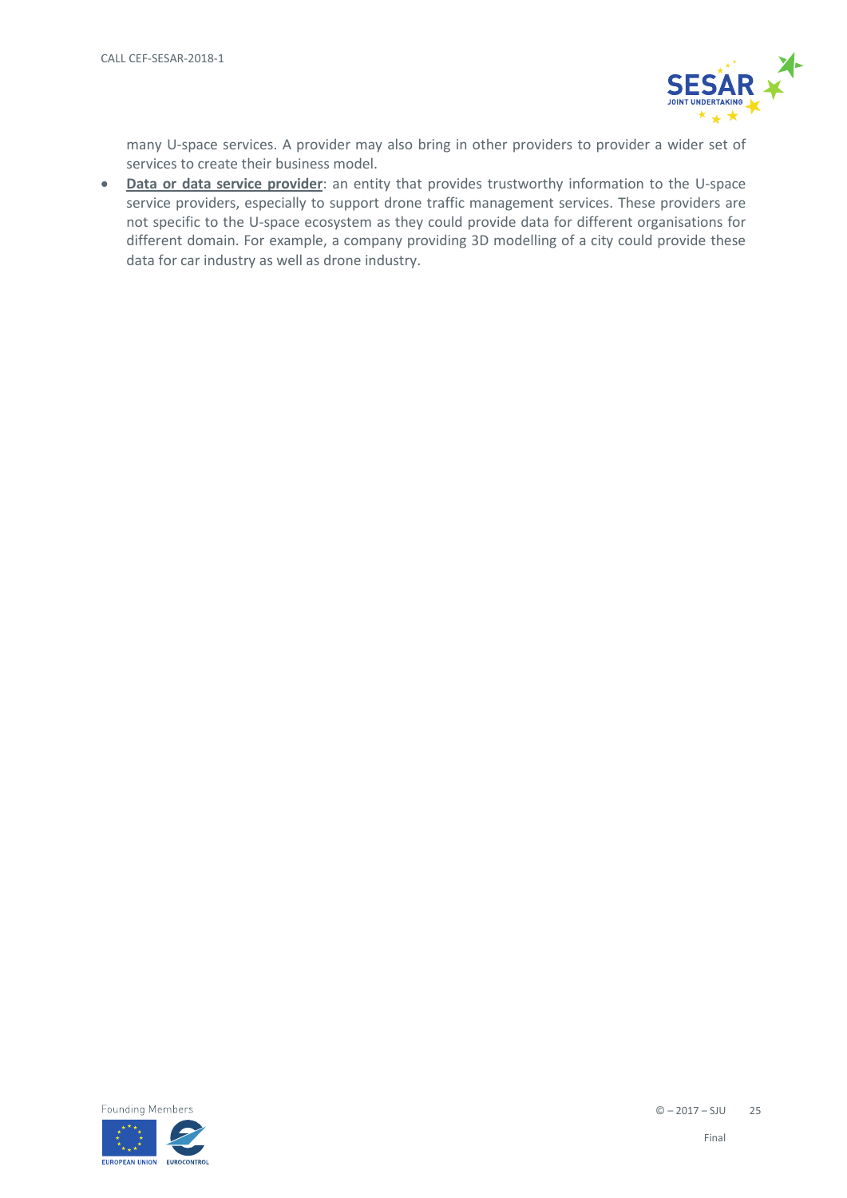many U-space services. A provider may also bring in other providers to provider a wider set of services to create their business model.

- **Data or data service provider**: an entity that provides trustworthy information to the U-space service providers, especially to support drone traffic management services. These providers are not specific to the U-space ecosystem as they could provide data for different organisations for different domain. For example, a company providing 3D modelling of a city could provide these data for car industry as well as drone industry.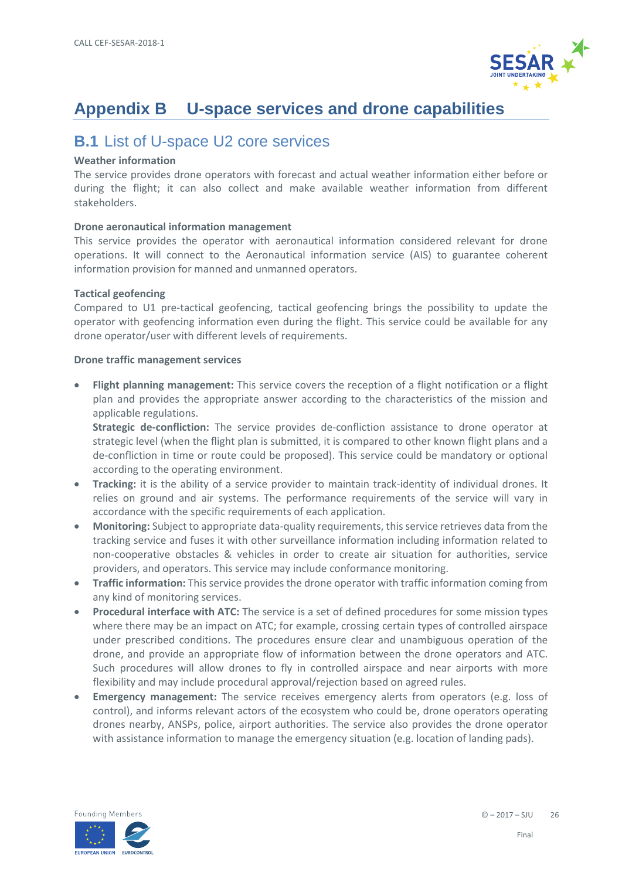# Appendix B U-space services and drone capabilities

## B.1 List of U-space U2 core services

**Weather information**

The service provides drone operators with forecast and actual weather information either before or during the flight; it can also collect and make available weather information from different stakeholders.

**Drone aeronautical information management**

This service provides the operator with aeronautical information considered relevant for drone operations. It will connect to the Aeronautical information service (AIS) to guarantee coherent information provision for manned and unmanned operators.

**Tactical geofencing**

Compared to U1 pre-tactical geofencing, tactical geofencing brings the possibility to update the operator with geofencing information even during the flight. This service could be available for any drone operator/user with different levels of requirements.

**Drone traffic management services**

- **Flight planning management:** This service covers the reception of a flight notification or a flight plan and provides the appropriate answer according to the characteristics of the mission and applicable regulations.
  **Strategic de-confliction:** The service provides de-confliction assistance to drone operator at strategic level (when the flight plan is submitted, it is compared to other known flight plans and a de-confliction in time or route could be proposed). This service could be mandatory or optional according to the operating environment.
- **Tracking:** it is the ability of a service provider to maintain track-identity of individual drones. It relies on ground and air systems. The performance requirements of the service will vary in accordance with the specific requirements of each application.
- **Monitoring:** Subject to appropriate data-quality requirements, this service retrieves data from the tracking service and fuses it with other surveillance information including information related to non-cooperative obstacles & vehicles in order to create air situation for authorities, service providers, and operators. This service may include conformance monitoring.
- **Traffic information:** This service provides the drone operator with traffic information coming from any kind of monitoring services.
- **Procedural interface with ATC:** The service is a set of defined procedures for some mission types where there may be an impact on ATC; for example, crossing certain types of controlled airspace under prescribed conditions. The procedures ensure clear and unambiguous operation of the drone, and provide an appropriate flow of information between the drone operators and ATC. Such procedures will allow drones to fly in controlled airspace and near airports with more flexibility and may include procedural approval/rejection based on agreed rules.
- **Emergency management:** The service receives emergency alerts from operators (e.g. loss of control), and informs relevant actors of the ecosystem who could be, drone operators operating drones nearby, ANSPs, police, airport authorities. The service also provides the drone operator with assistance information to manage the emergency situation (e.g. location of landing pads).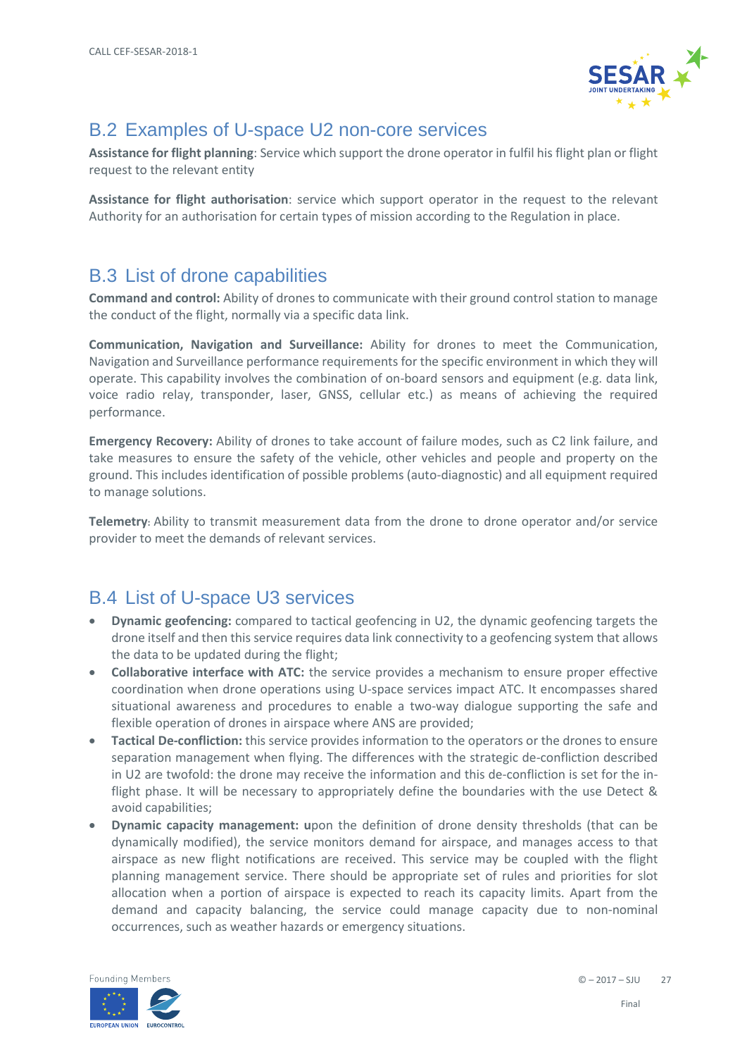## B.2 Examples of U-space U2 non-core services

**Assistance for flight planning**: Service which support the drone operator in fulfil his flight plan or flight request to the relevant entity

**Assistance for flight authorisation**: service which support operator in the request to the relevant Authority for an authorisation for certain types of mission according to the Regulation in place.

## B.3 List of drone capabilities

**Command and control:** Ability of drones to communicate with their ground control station to manage the conduct of the flight, normally via a specific data link.

**Communication, Navigation and Surveillance:** Ability for drones to meet the Communication, Navigation and Surveillance performance requirements for the specific environment in which they will operate. This capability involves the combination of on-board sensors and equipment (e.g. data link, voice radio relay, transponder, laser, GNSS, cellular etc.) as means of achieving the required performance.

**Emergency Recovery:** Ability of drones to take account of failure modes, such as C2 link failure, and take measures to ensure the safety of the vehicle, other vehicles and people and property on the ground. This includes identification of possible problems (auto-diagnostic) and all equipment required to manage solutions.

**Telemetry**: Ability to transmit measurement data from the drone to drone operator and/or service provider to meet the demands of relevant services.

## B.4 List of U-space U3 services

- **Dynamic geofencing:** compared to tactical geofencing in U2, the dynamic geofencing targets the drone itself and then this service requires data link connectivity to a geofencing system that allows the data to be updated during the flight;
- **Collaborative interface with ATC:** the service provides a mechanism to ensure proper effective coordination when drone operations using U-space services impact ATC. It encompasses shared situational awareness and procedures to enable a two-way dialogue supporting the safe and flexible operation of drones in airspace where ANS are provided;
- **Tactical De-confliction:** this service provides information to the operators or the drones to ensure separation management when flying. The differences with the strategic de-confliction described in U2 are twofold: the drone may receive the information and this de-confliction is set for the in-flight phase. It will be necessary to appropriately define the boundaries with the use Detect & avoid capabilities;
- **Dynamic capacity management: u**pon the definition of drone density thresholds (that can be dynamically modified), the service monitors demand for airspace, and manages access to that airspace as new flight notifications are received. This service may be coupled with the flight planning management service. There should be appropriate set of rules and priorities for slot allocation when a portion of airspace is expected to reach its capacity limits. Apart from the demand and capacity balancing, the service could manage capacity due to non-nominal occurrences, such as weather hazards or emergency situations.